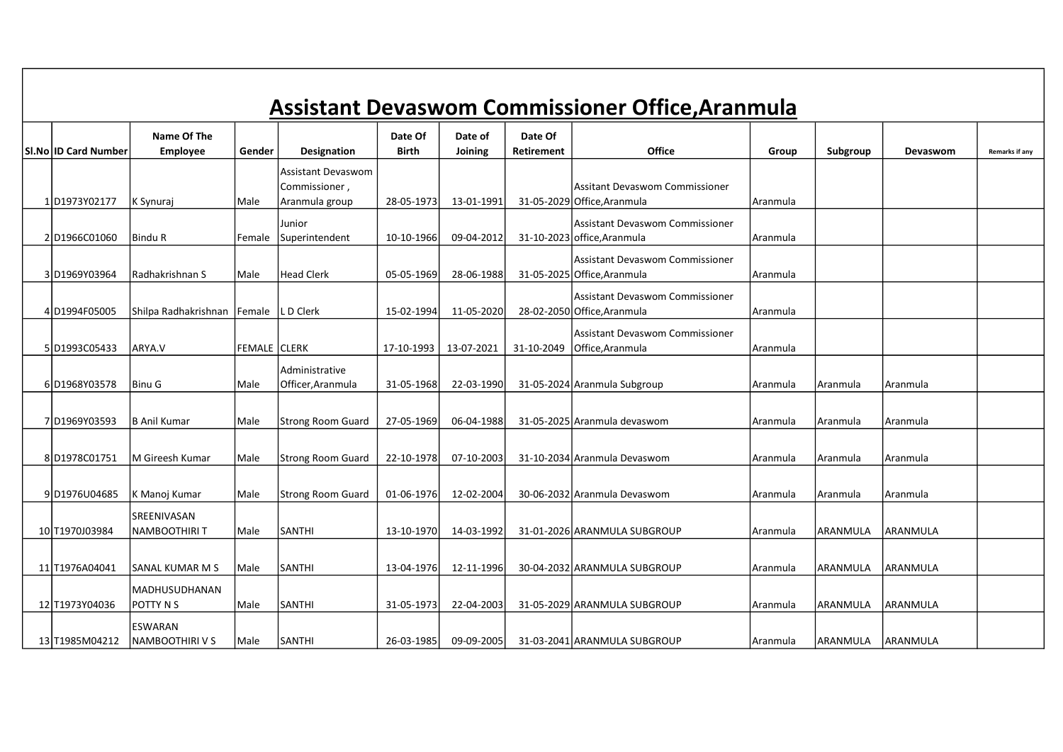# Assistant Devaswom Commissioner Office,Aranmula

| Sl.No | ID Card Number | Name Of The Employee | Gender | Designation | Date Of Birth | Date of Joining | Date Of Retirement | Office | Group | Subgroup | Devaswom | Remarks if any |
|---|---|---|---|---|---|---|---|---|---|---|---|---|
| 1 | D1973Y02177 | K Synuraj | Male | Assistant Devaswom Commissioner , Aranmula group | 28-05-1973 | 13-01-1991 | 31-05-2029 | Assitant Devaswom Commissioner Office,Aranmula | Aranmula | | | |
| 2 | D1966C01060 | Bindu R | Female | Junior Superintendent | 10-10-1966 | 09-04-2012 | 31-10-2023 | Assistant Devaswom Commissioner office,Aranmula | Aranmula | | | |
| 3 | D1969Y03964 | Radhakrishnan S | Male | Head Clerk | 05-05-1969 | 28-06-1988 | 31-05-2025 | Assistant Devaswom Commissioner Office,Aranmula | Aranmula | | | |
| 4 | D1994F05005 | Shilpa Radhakrishnan | Female | L D Clerk | 15-02-1994 | 11-05-2020 | 28-02-2050 | Assistant Devaswom Commissioner Office,Aranmula | Aranmula | | | |
| 5 | D1993C05433 | ARYA.V | FEMALE | CLERK | 17-10-1993 | 13-07-2021 | 31-10-2049 | Assistant Devaswom Commissioner Office,Aranmula | Aranmula | | | |
| 6 | D1968Y03578 | Binu G | Male | Administrative Officer,Aranmula | 31-05-1968 | 22-03-1990 | 31-05-2024 | Aranmula Subgroup | Aranmula | Aranmula | Aranmula | |
| 7 | D1969Y03593 | B Anil Kumar | Male | Strong Room Guard | 27-05-1969 | 06-04-1988 | 31-05-2025 | Aranmula devaswom | Aranmula | Aranmula | Aranmula | |
| 8 | D1978C01751 | M Gireesh Kumar | Male | Strong Room Guard | 22-10-1978 | 07-10-2003 | 31-10-2034 | Aranmula Devaswom | Aranmula | Aranmula | Aranmula | |
| 9 | D1976U04685 | K Manoj Kumar | Male | Strong Room Guard | 01-06-1976 | 12-02-2004 | 30-06-2032 | Aranmula Devaswom | Aranmula | Aranmula | Aranmula | |
| 10 | T1970J03984 | SREENIVASAN NAMBOOTHIRI T | Male | SANTHI | 13-10-1970 | 14-03-1992 | 31-01-2026 | ARANMULA SUBGROUP | Aranmula | ARANMULA | ARANMULA | |
| 11 | T1976A04041 | SANAL KUMAR M S | Male | SANTHI | 13-04-1976 | 12-11-1996 | 30-04-2032 | ARANMULA SUBGROUP | Aranmula | ARANMULA | ARANMULA | |
| 12 | T1973Y04036 | MADHUSUDHANAN POTTY N S | Male | SANTHI | 31-05-1973 | 22-04-2003 | 31-05-2029 | ARANMULA SUBGROUP | Aranmula | ARANMULA | ARANMULA | |
| 13 | T1985M04212 | ESWARAN NAMBOOTHIRI V S | Male | SANTHI | 26-03-1985 | 09-09-2005 | 31-03-2041 | ARANMULA SUBGROUP | Aranmula | ARANMULA | ARANMULA | |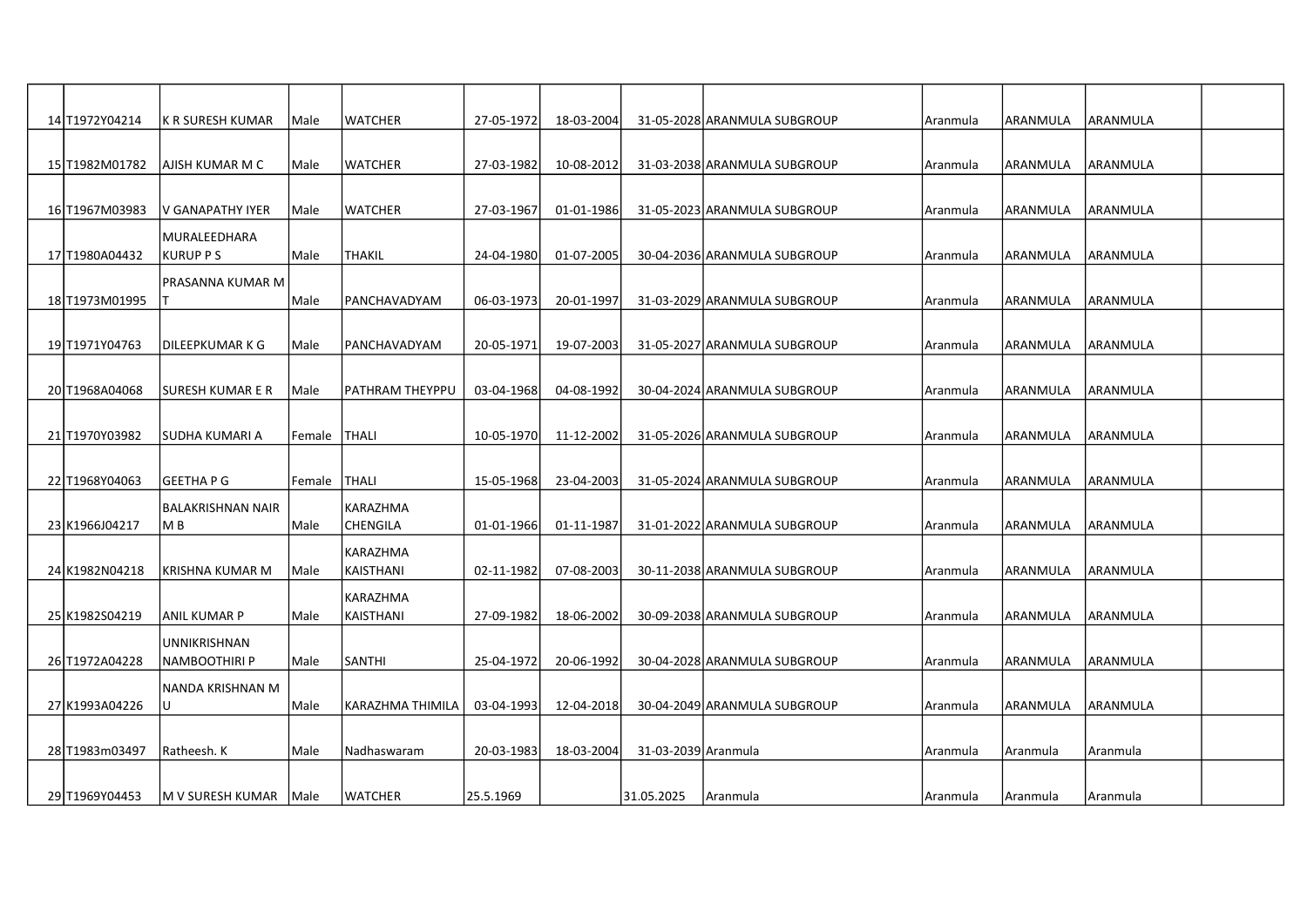|  |  |  |  |  |  |  |  |  |  |  |  |
|---|---|---|---|---|---|---|---|---|---|---|---|
| 14 | T1972Y04214 | K R SURESH KUMAR | Male | WATCHER | 27-05-1972 | 18-03-2004 | 31-05-2028 | ARANMULA SUBGROUP | Aranmula | ARANMULA | ARANMULA |  |
| 15 | T1982M01782 | AJISH KUMAR M C | Male | WATCHER | 27-03-1982 | 10-08-2012 | 31-03-2038 | ARANMULA SUBGROUP | Aranmula | ARANMULA | ARANMULA |  |
| 16 | T1967M03983 | V GANAPATHY IYER | Male | WATCHER | 27-03-1967 | 01-01-1986 | 31-05-2023 | ARANMULA SUBGROUP | Aranmula | ARANMULA | ARANMULA |  |
| 17 | T1980A04432 | MURALEEDHARA KURUP P S | Male | THAKIL | 24-04-1980 | 01-07-2005 | 30-04-2036 | ARANMULA SUBGROUP | Aranmula | ARANMULA | ARANMULA |  |
| 18 | T1973M01995 | PRASANNA KUMAR M T | Male | PANCHAVADYAM | 06-03-1973 | 20-01-1997 | 31-03-2029 | ARANMULA SUBGROUP | Aranmula | ARANMULA | ARANMULA |  |
| 19 | T1971Y04763 | DILEEPKUMAR K G | Male | PANCHAVADYAM | 20-05-1971 | 19-07-2003 | 31-05-2027 | ARANMULA SUBGROUP | Aranmula | ARANMULA | ARANMULA |  |
| 20 | T1968A04068 | SURESH KUMAR E R | Male | PATHRAM THEYPPU | 03-04-1968 | 04-08-1992 | 30-04-2024 | ARANMULA SUBGROUP | Aranmula | ARANMULA | ARANMULA |  |
| 21 | T1970Y03982 | SUDHA KUMARI A | Female | THALI | 10-05-1970 | 11-12-2002 | 31-05-2026 | ARANMULA SUBGROUP | Aranmula | ARANMULA | ARANMULA |  |
| 22 | T1968Y04063 | GEETHA P G | Female | THALI | 15-05-1968 | 23-04-2003 | 31-05-2024 | ARANMULA SUBGROUP | Aranmula | ARANMULA | ARANMULA |  |
| 23 | K1966J04217 | BALAKRISHNAN NAIR M B | Male | KARAZHMA CHENGILA | 01-01-1966 | 01-11-1987 | 31-01-2022 | ARANMULA SUBGROUP | Aranmula | ARANMULA | ARANMULA |  |
| 24 | K1982N04218 | KRISHNA KUMAR M | Male | KARAZHMA KAISTHANI | 02-11-1982 | 07-08-2003 | 30-11-2038 | ARANMULA SUBGROUP | Aranmula | ARANMULA | ARANMULA |  |
| 25 | K1982S04219 | ANIL KUMAR P | Male | KARAZHMA KAISTHANI | 27-09-1982 | 18-06-2002 | 30-09-2038 | ARANMULA SUBGROUP | Aranmula | ARANMULA | ARANMULA |  |
| 26 | T1972A04228 | UNNIKRISHNAN NAMBOOTHIRI P | Male | SANTHI | 25-04-1972 | 20-06-1992 | 30-04-2028 | ARANMULA SUBGROUP | Aranmula | ARANMULA | ARANMULA |  |
| 27 | K1993A04226 | NANDA KRISHNAN M U | Male | KARAZHMA THIMILA | 03-04-1993 | 12-04-2018 | 30-04-2049 | ARANMULA SUBGROUP | Aranmula | ARANMULA | ARANMULA |  |
| 28 | T1983m03497 | Ratheesh. K | Male | Nadhaswaram | 20-03-1983 | 18-03-2004 | 31-03-2039 | Aranmula | Aranmula | Aranmula | Aranmula |  |
| 29 | T1969Y04453 | M V SURESH KUMAR | Male | WATCHER | 25.5.1969 |  | 31.05.2025 | Aranmula | Aranmula | Aranmula | Aranmula |  |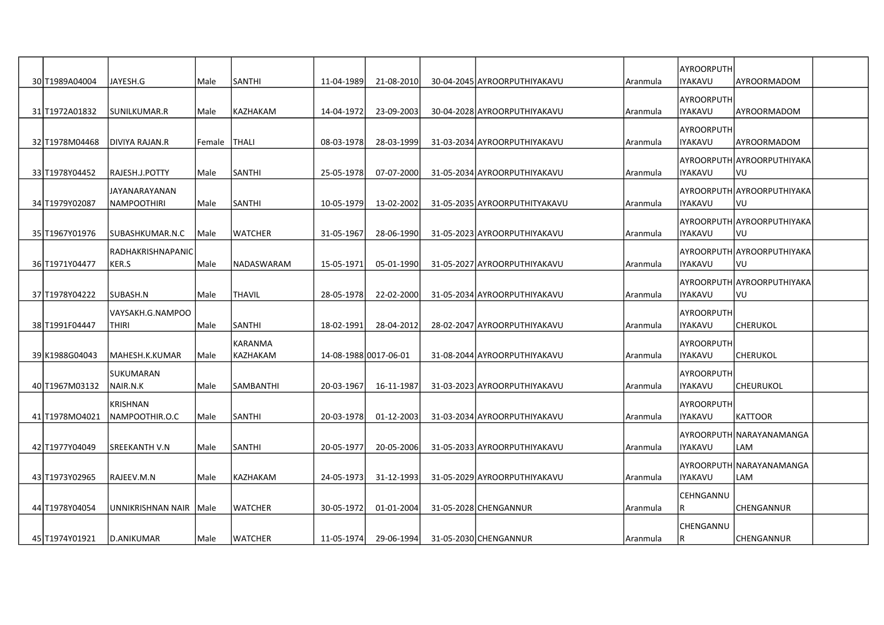| | | | | | | | | | | | | |
|---|---|---|---|---|---|---|---|---|---|---|---|---|
| 30 | T1989A04004 | JAYESH.G | Male | SANTHI | 11-04-1989 | 21-08-2010 | 30-04-2045 | AYROORPUTHIYAKAVU | Aranmula | AYROORPUTHIYAKAVU | AYROORMADOM | |
| 31 | T1972A01832 | SUNILKUMAR.R | Male | KAZHAKAM | 14-04-1972 | 23-09-2003 | 30-04-2028 | AYROORPUTHIYAKAVU | Aranmula | AYROORPUTHIYAKAVU | AYROORMADOM | |
| 32 | T1978M04468 | DIVIYA RAJAN.R | Female | THALI | 08-03-1978 | 28-03-1999 | 31-03-2034 | AYROORPUTHIYAKAVU | Aranmula | AYROORPUTHIYAKAVU | AYROORMADOM | |
| 33 | T1978Y04452 | RAJESH.J.POTTY | Male | SANTHI | 25-05-1978 | 07-07-2000 | 31-05-2034 | AYROORPUTHIYAKAVU | Aranmula | AYROORPUTHIYAKAVU | AYROORPUTHIYAKAVU | |
| 34 | T1979Y02087 | JAYANARAYANAN NAMPOOTHIRI | Male | SANTHI | 10-05-1979 | 13-02-2002 | 31-05-2035 | AYROORPUTHITYAKAVU | Aranmula | AYROORPUTHIYAKAVU | AYROORPUTHIYAKAVU | |
| 35 | T1967Y01976 | SUBASHKUMAR.N.C | Male | WATCHER | 31-05-1967 | 28-06-1990 | 31-05-2023 | AYROORPUTHIYAKAVU | Aranmula | AYROORPUTHIYAKAVU | AYROORPUTHIYAKAVU | |
| 36 | T1971Y04477 | RADHAKRISHNAPANICKER.S | Male | NADASWARAM | 15-05-1971 | 05-01-1990 | 31-05-2027 | AYROORPUTHIYAKAVU | Aranmula | AYROORPUTHIYAKAVU | AYROORPUTHIYAKAVU | |
| 37 | T1978Y04222 | SUBASH.N | Male | THAVIL | 28-05-1978 | 22-02-2000 | 31-05-2034 | AYROORPUTHIYAKAVU | Aranmula | AYROORPUTHIYAKAVU | AYROORPUTHIYAKAVU | |
| 38 | T1991F04447 | VAYSAKH.G.NAMPOOTHIRI | Male | SANTHI | 18-02-1991 | 28-04-2012 | 28-02-2047 | AYROORPUTHIYAKAVU | Aranmula | AYROORPUTHIYAKAVU | CHERUKOL | |
| 39 | K1988G04043 | MAHESH.K.KUMAR | Male | KARANMA KAZHAKAM | 14-08-1988 | 0017-06-01 | 31-08-2044 | AYROORPUTHIYAKAVU | Aranmula | AYROORPUTHIYAKAVU | CHERUKOL | |
| 40 | T1967M03132 | SUKUMARAN NAIR.N.K | Male | SAMBANTHI | 20-03-1967 | 16-11-1987 | 31-03-2023 | AYROORPUTHIYAKAVU | Aranmula | AYROORPUTHIYAKAVU | CHEURUKOL | |
| 41 | T1978MO4021 | KRISHNAN NAMPOOTHIR.O.C | Male | SANTHI | 20-03-1978 | 01-12-2003 | 31-03-2034 | AYROORPUTHIYAKAVU | Aranmula | AYROORPUTHIYAKAVU | KATTOOR | |
| 42 | T1977Y04049 | SREEKANTH V.N | Male | SANTHI | 20-05-1977 | 20-05-2006 | 31-05-2033 | AYROORPUTHIYAKAVU | Aranmula | AYROORPUTHIYAKAVU | NARAYANAMANGALAM | |
| 43 | T1973Y02965 | RAJEEV.M.N | Male | KAZHAKAM | 24-05-1973 | 31-12-1993 | 31-05-2029 | AYROORPUTHIYAKAVU | Aranmula | AYROORPUTHIYAKAVU | NARAYANAMANGALAM | |
| 44 | T1978Y04054 | UNNIKRISHNAN NAIR | Male | WATCHER | 30-05-1972 | 01-01-2004 | 31-05-2028 | CHENGANNUR | Aranmula | CEHNGANNUR | CHENGANNUR | |
| 45 | T1974Y01921 | D.ANIKUMAR | Male | WATCHER | 11-05-1974 | 29-06-1994 | 31-05-2030 | CHENGANNUR | Aranmula | CHENGANNUR | CHENGANNUR | |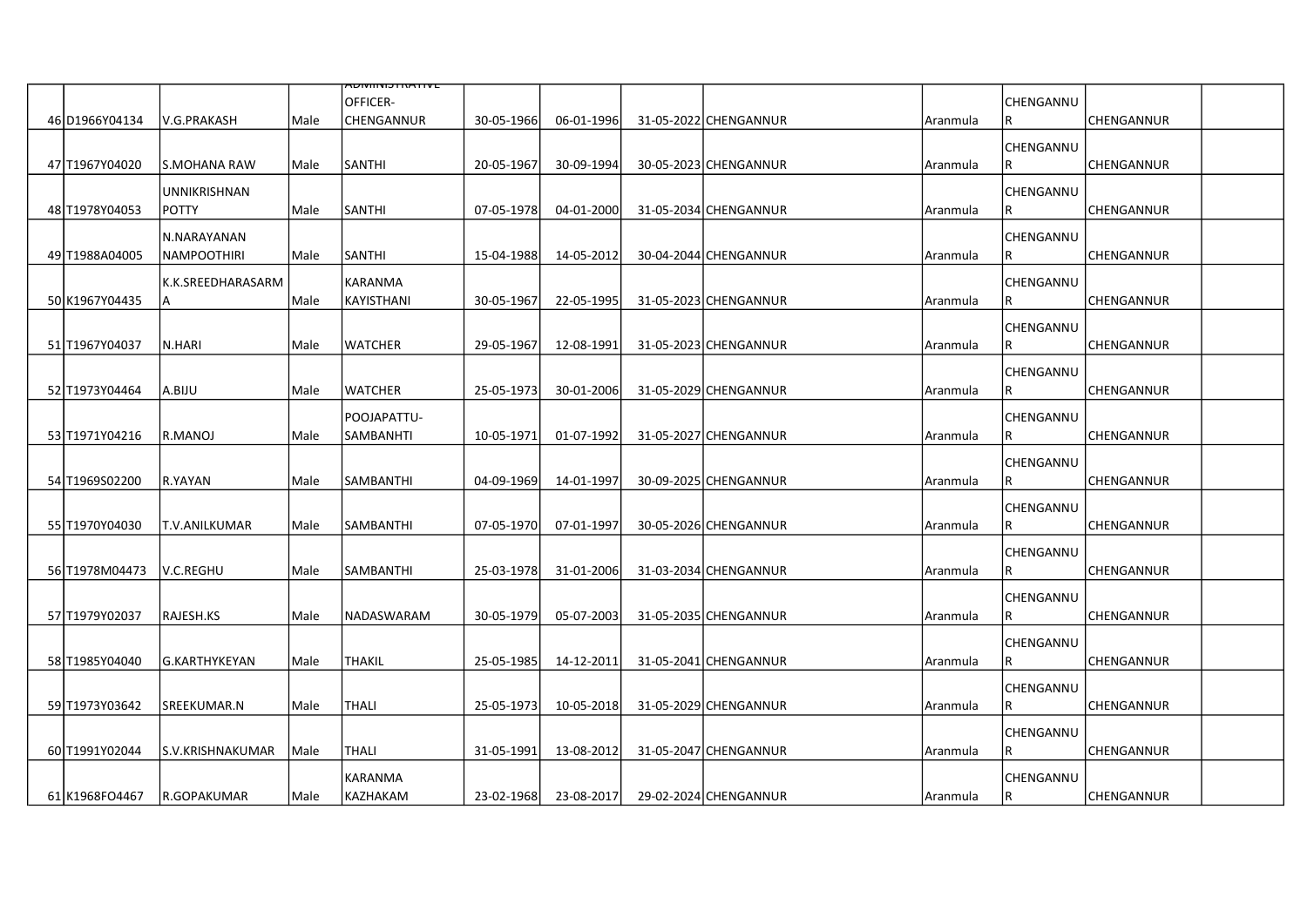| 46 | D1966Y04134 | V.G.PRAKASH | Male | ADMINISTRATIVE OFFICER-CHENGANNUR | 30-05-1966 | 06-01-1996 | 31-05-2022 | CHENGANNUR | Aranmula | CHENGANNUR | CHENGANNUR | |
|---|---|---|---|---|---|---|---|---|---|---|---|---|
| 47 | T1967Y04020 | S.MOHANA RAW | Male | SANTHI | 20-05-1967 | 30-09-1994 | 30-05-2023 | CHENGANNUR | Aranmula | CHENGANNUR | CHENGANNUR | |
| 48 | T1978Y04053 | UNNIKRISHNAN POTTY | Male | SANTHI | 07-05-1978 | 04-01-2000 | 31-05-2034 | CHENGANNUR | Aranmula | CHENGANNUR | CHENGANNUR | |
| 49 | T1988A04005 | N.NARAYANAN NAMPOOTHIRI | Male | SANTHI | 15-04-1988 | 14-05-2012 | 30-04-2044 | CHENGANNUR | Aranmula | CHENGANNUR | CHENGANNUR | |
| 50 | K1967Y04435 | K.K.SREEDHARASARMA | Male | KARANMA KAYISTHANI | 30-05-1967 | 22-05-1995 | 31-05-2023 | CHENGANNUR | Aranmula | CHENGANNUR | CHENGANNUR | |
| 51 | T1967Y04037 | N.HARI | Male | WATCHER | 29-05-1967 | 12-08-1991 | 31-05-2023 | CHENGANNUR | Aranmula | CHENGANNUR | CHENGANNUR | |
| 52 | T1973Y04464 | A.BIJU | Male | WATCHER | 25-05-1973 | 30-01-2006 | 31-05-2029 | CHENGANNUR | Aranmula | CHENGANNUR | CHENGANNUR | |
| 53 | T1971Y04216 | R.MANOJ | Male | POOJAPATTU-SAMBANHTI | 10-05-1971 | 01-07-1992 | 31-05-2027 | CHENGANNUR | Aranmula | CHENGANNUR | CHENGANNUR | |
| 54 | T1969S02200 | R.YAYAN | Male | SAMBANTHI | 04-09-1969 | 14-01-1997 | 30-09-2025 | CHENGANNUR | Aranmula | CHENGANNUR | CHENGANNUR | |
| 55 | T1970Y04030 | T.V.ANILKUMAR | Male | SAMBANTHI | 07-05-1970 | 07-01-1997 | 30-05-2026 | CHENGANNUR | Aranmula | CHENGANNUR | CHENGANNUR | |
| 56 | T1978M04473 | V.C.REGHU | Male | SAMBANTHI | 25-03-1978 | 31-01-2006 | 31-03-2034 | CHENGANNUR | Aranmula | CHENGANNUR | CHENGANNUR | |
| 57 | T1979Y02037 | RAJESH.KS | Male | NADASWARAM | 30-05-1979 | 05-07-2003 | 31-05-2035 | CHENGANNUR | Aranmula | CHENGANNUR | CHENGANNUR | |
| 58 | T1985Y04040 | G.KARTHYKEYAN | Male | THAKIL | 25-05-1985 | 14-12-2011 | 31-05-2041 | CHENGANNUR | Aranmula | CHENGANNUR | CHENGANNUR | |
| 59 | T1973Y03642 | SREEKUMAR.N | Male | THALI | 25-05-1973 | 10-05-2018 | 31-05-2029 | CHENGANNUR | Aranmula | CHENGANNUR | CHENGANNUR | |
| 60 | T1991Y02044 | S.V.KRISHNAKUMAR | Male | THALI | 31-05-1991 | 13-08-2012 | 31-05-2047 | CHENGANNUR | Aranmula | CHENGANNUR | CHENGANNUR | |
| 61 | K1968FO4467 | R.GOPAKUMAR | Male | KARANMA KAZHAKAM | 23-02-1968 | 23-08-2017 | 29-02-2024 | CHENGANNUR | Aranmula | CHENGANNUR | CHENGANNUR | |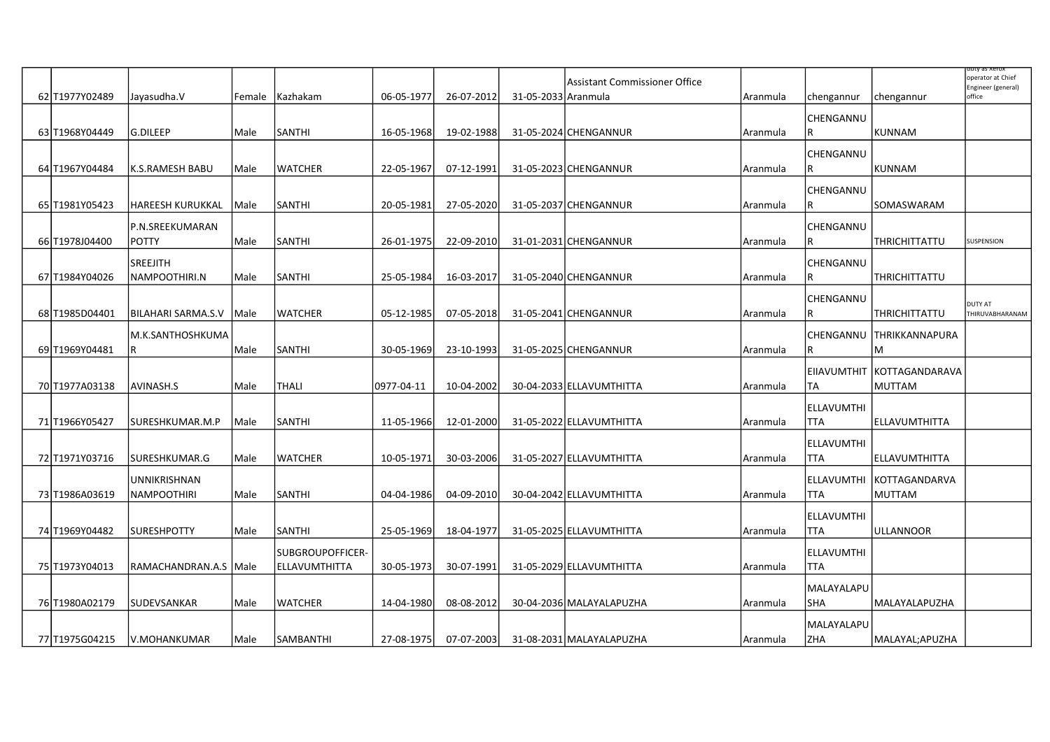| | | | | | | | | | | | | |
|---|---|---|---|---|---|---|---|---|---|---|---|---|
| 62 | T1977Y02489 | Jayasudha.V | Female | Kazhakam | 06-05-1977 | 26-07-2012 | 31-05-2033 | Assistant Commissioner Office Aranmula | Aranmula | chengannur | chengannur | duty as xerox operator at Chief Engineer (general) office |
| 63 | T1968Y04449 | G.DILEEP | Male | SANTHI | 16-05-1968 | 19-02-1988 | 31-05-2024 | CHENGANNUR | Aranmula | CHENGANNUR | KUNNAM | |
| 64 | T1967Y04484 | K.S.RAMESH BABU | Male | WATCHER | 22-05-1967 | 07-12-1991 | 31-05-2023 | CHENGANNUR | Aranmula | CHENGANNUR | KUNNAM | |
| 65 | T1981Y05423 | HAREESH KURUKKAL | Male | SANTHI | 20-05-1981 | 27-05-2020 | 31-05-2037 | CHENGANNUR | Aranmula | CHENGANNUR | SOMASWARAM | |
| 66 | T1978J04400 | P.N.SREEKUMARAN POTTY | Male | SANTHI | 26-01-1975 | 22-09-2010 | 31-01-2031 | CHENGANNUR | Aranmula | CHENGANNUR | THRICHITTATTU | SUSPENSION |
| 67 | T1984Y04026 | SREEJITH NAMPOOTHIRI.N | Male | SANTHI | 25-05-1984 | 16-03-2017 | 31-05-2040 | CHENGANNUR | Aranmula | CHENGANNUR | THRICHITTATTU | |
| 68 | T1985D04401 | BILAHARI SARMA.S.V | Male | WATCHER | 05-12-1985 | 07-05-2018 | 31-05-2041 | CHENGANNUR | Aranmula | CHENGANNUR | THRICHITTATTU | DUTY AT THIRUVABHARANAM |
| 69 | T1969Y04481 | M.K.SANTHOSHKUMAR | Male | SANTHI | 30-05-1969 | 23-10-1993 | 31-05-2025 | CHENGANNUR | Aranmula | CHENGANNUR | THRIKKANNAPURAM | |
| 70 | T1977A03138 | AVINASH.S | Male | THALI | 0977-04-11 | 10-04-2002 | 30-04-2033 | ELLAVUMTHITTA | Aranmula | EIIAVUMTHITTA | KOTTAGANDARAVAMUTTAM | |
| 71 | T1966Y05427 | SURESHKUMAR.M.P | Male | SANTHI | 11-05-1966 | 12-01-2000 | 31-05-2022 | ELLAVUMTHITTA | Aranmula | ELLAVUMTHITTA | ELLAVUMTHITTA | |
| 72 | T1971Y03716 | SURESHKUMAR.G | Male | WATCHER | 10-05-1971 | 30-03-2006 | 31-05-2027 | ELLAVUMTHITTA | Aranmula | ELLAVUMTHITTA | ELLAVUMTHITTA | |
| 73 | T1986A03619 | UNNIKRISHNAN NAMPOOTHIRI | Male | SANTHI | 04-04-1986 | 04-09-2010 | 30-04-2042 | ELLAVUMTHITTA | Aranmula | ELLAVUMTHITTA | KOTTAGANDARVAMUTTAM | |
| 74 | T1969Y04482 | SURESHPOTTY | Male | SANTHI | 25-05-1969 | 18-04-1977 | 31-05-2025 | ELLAVUMTHITTA | Aranmula | ELLAVUMTHITTA | ULLANNOOR | |
| 75 | T1973Y04013 | RAMACHANDRAN.A.S | Male | SUBGROUPOFFICER-ELLAVUMTHITTA | 30-05-1973 | 30-07-1991 | 31-05-2029 | ELLAVUMTHITTA | Aranmula | ELLAVUMTHITTA | | |
| 76 | T1980A02179 | SUDEVSANKAR | Male | WATCHER | 14-04-1980 | 08-08-2012 | 30-04-2036 | MALAYALAPUZHA | Aranmula | MALAYALAPUSHA | MALAYALAPUZHA | |
| 77 | T1975G04215 | V.MOHANKUMAR | Male | SAMBANTHI | 27-08-1975 | 07-07-2003 | 31-08-2031 | MALAYALAPUZHA | Aranmula | MALAYALAPUZHA | MALAYAL;APUZHA | |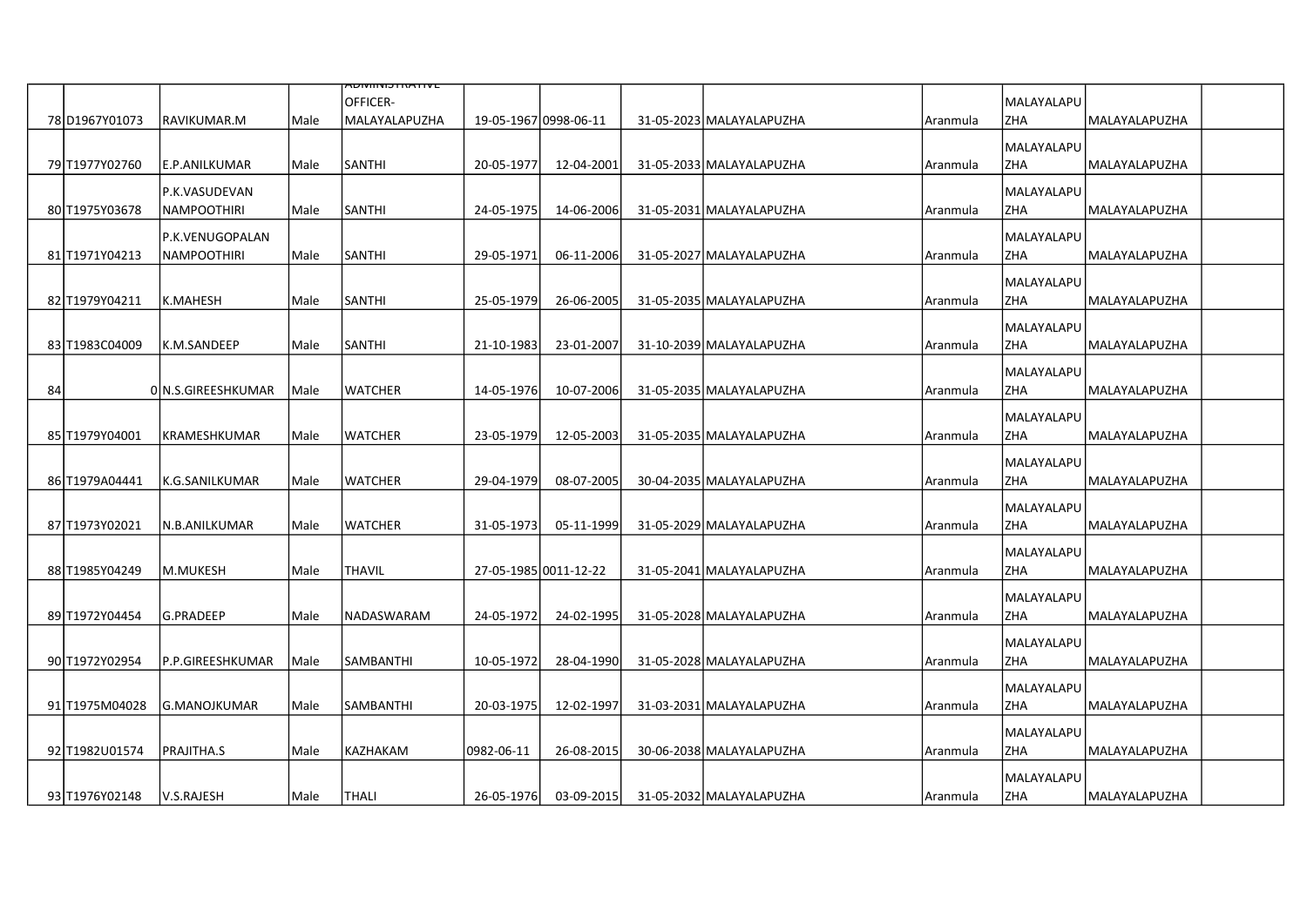| | | | | | | | | | | | | |
|---|---|---|---|---|---|---|---|---|---|---|---|---|
| 78 | D1967Y01073 | RAVIKUMAR.M | Male | ADMINISTRATIVE OFFICER-MALAYALAPUZHA | 19-05-1967 | 0998-06-11 | 31-05-2023 | MALAYALAPUZHA | Aranmula | MALAYALAPUZHA | MALAYALAPUZHA | |
| 79 | T1977Y02760 | E.P.ANILKUMAR | Male | SANTHI | 20-05-1977 | 12-04-2001 | 31-05-2033 | MALAYALAPUZHA | Aranmula | MALAYALAPUZHA | MALAYALAPUZHA | |
| 80 | T1975Y03678 | P.K.VASUDEVAN NAMPOOTHIRI | Male | SANTHI | 24-05-1975 | 14-06-2006 | 31-05-2031 | MALAYALAPUZHA | Aranmula | MALAYALAPUZHA | MALAYALAPUZHA | |
| 81 | T1971Y04213 | P.K.VENUGOPALAN NAMPOOTHIRI | Male | SANTHI | 29-05-1971 | 06-11-2006 | 31-05-2027 | MALAYALAPUZHA | Aranmula | MALAYALAPUZHA | MALAYALAPUZHA | |
| 82 | T1979Y04211 | K.MAHESH | Male | SANTHI | 25-05-1979 | 26-06-2005 | 31-05-2035 | MALAYALAPUZHA | Aranmula | MALAYALAPUZHA | MALAYALAPUZHA | |
| 83 | T1983C04009 | K.M.SANDEEP | Male | SANTHI | 21-10-1983 | 23-01-2007 | 31-10-2039 | MALAYALAPUZHA | Aranmula | MALAYALAPUZHA | MALAYALAPUZHA | |
| 84 | 0 | N.S.GIREESHKUMAR | Male | WATCHER | 14-05-1976 | 10-07-2006 | 31-05-2035 | MALAYALAPUZHA | Aranmula | MALAYALAPUZHA | MALAYALAPUZHA | |
| 85 | T1979Y04001 | KRAMESHKUMAR | Male | WATCHER | 23-05-1979 | 12-05-2003 | 31-05-2035 | MALAYALAPUZHA | Aranmula | MALAYALAPUZHA | MALAYALAPUZHA | |
| 86 | T1979A04441 | K.G.SANILKUMAR | Male | WATCHER | 29-04-1979 | 08-07-2005 | 30-04-2035 | MALAYALAPUZHA | Aranmula | MALAYALAPUZHA | MALAYALAPUZHA | |
| 87 | T1973Y02021 | N.B.ANILKUMAR | Male | WATCHER | 31-05-1973 | 05-11-1999 | 31-05-2029 | MALAYALAPUZHA | Aranmula | MALAYALAPUZHA | MALAYALAPUZHA | |
| 88 | T1985Y04249 | M.MUKESH | Male | THAVIL | 27-05-1985 | 0011-12-22 | 31-05-2041 | MALAYALAPUZHA | Aranmula | MALAYALAPUZHA | MALAYALAPUZHA | |
| 89 | T1972Y04454 | G.PRADEEP | Male | NADASWARAM | 24-05-1972 | 24-02-1995 | 31-05-2028 | MALAYALAPUZHA | Aranmula | MALAYALAPUZHA | MALAYALAPUZHA | |
| 90 | T1972Y02954 | P.P.GIREESHKUMAR | Male | SAMBANTHI | 10-05-1972 | 28-04-1990 | 31-05-2028 | MALAYALAPUZHA | Aranmula | MALAYALAPUZHA | MALAYALAPUZHA | |
| 91 | T1975M04028 | G.MANOJKUMAR | Male | SAMBANTHI | 20-03-1975 | 12-02-1997 | 31-03-2031 | MALAYALAPUZHA | Aranmula | MALAYALAPUZHA | MALAYALAPUZHA | |
| 92 | T1982U01574 | PRAJITHA.S | Male | KAZHAKAM | 0982-06-11 | 26-08-2015 | 30-06-2038 | MALAYALAPUZHA | Aranmula | MALAYALAPUZHA | MALAYALAPUZHA | |
| 93 | T1976Y02148 | V.S.RAJESH | Male | THALI | 26-05-1976 | 03-09-2015 | 31-05-2032 | MALAYALAPUZHA | Aranmula | MALAYALAPUZHA | MALAYALAPUZHA | |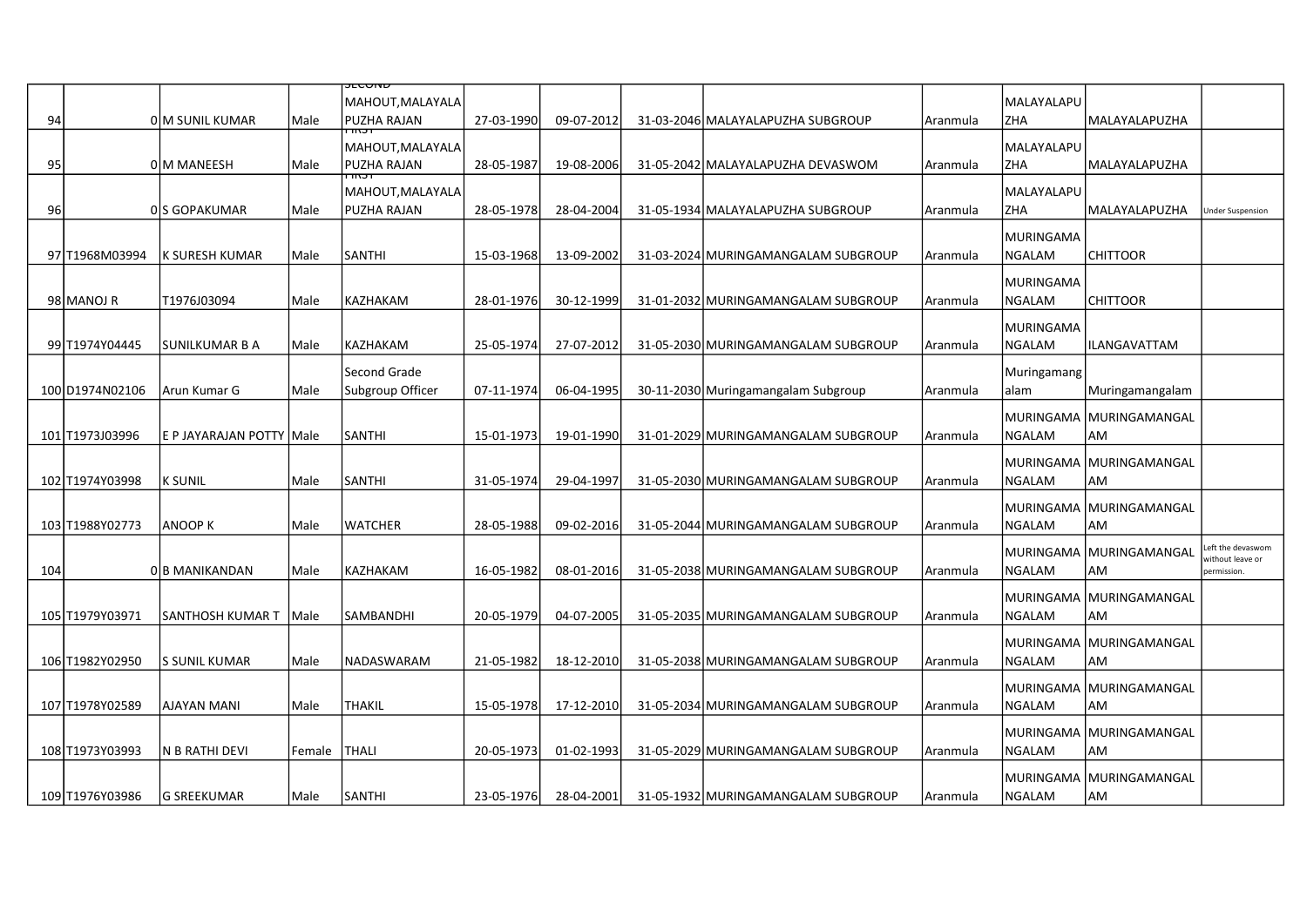| 94 | 0 | M SUNIL KUMAR | Male | SECOND MAHOUT,MALAYALAPUZHA RAJAN | 27-03-1990 | 09-07-2012 | 31-03-2046 | MALAYALAPUZHA SUBGROUP | Aranmula | MALAYALAPUZHA | MALAYALAPUZHA | |
|---|---|---|---|---|---|---|---|---|---|---|---|---|
| 95 | 0 | M MANEESH | Male | FIRST MAHOUT,MALAYALAPUZHA RAJAN | 28-05-1987 | 19-08-2006 | 31-05-2042 | MALAYALAPUZHA DEVASWOM | Aranmula | MALAYALAPUZHA | MALAYALAPUZHA | |
| 96 | 0 | S GOPAKUMAR | Male | FIRST MAHOUT,MALAYALAPUZHA RAJAN | 28-05-1978 | 28-04-2004 | 31-05-1934 | MALAYALAPUZHA SUBGROUP | Aranmula | MALAYALAPUZHA | MALAYALAPUZHA | Under Suspension |
| 97 | T1968M03994 | K SURESH KUMAR | Male | SANTHI | 15-03-1968 | 13-09-2002 | 31-03-2024 | MURINGAMANGALAM SUBGROUP | Aranmula | MURINGAMANGALAM | CHITTOOR | |
| 98 | MANOJ R | T1976J03094 | Male | KAZHAKAM | 28-01-1976 | 30-12-1999 | 31-01-2032 | MURINGAMANGALAM SUBGROUP | Aranmula | MURINGAMANGALAM | CHITTOOR | |
| 99 | T1974Y04445 | SUNILKUMAR B A | Male | KAZHAKAM | 25-05-1974 | 27-07-2012 | 31-05-2030 | MURINGAMANGALAM SUBGROUP | Aranmula | MURINGAMANGALAM | ILANGAVATTAM | |
| 100 | D1974N02106 | Arun Kumar G | Male | Second Grade Subgroup Officer | 07-11-1974 | 06-04-1995 | 30-11-2030 | Muringamangalam Subgroup | Aranmula | Muringamangalam | Muringamangalam | |
| 101 | T1973J03996 | E P JAYARAJAN POTTY | Male | SANTHI | 15-01-1973 | 19-01-1990 | 31-01-2029 | MURINGAMANGALAM SUBGROUP | Aranmula | MURINGAMANGALAM | MURINGAMANGALAM | |
| 102 | T1974Y03998 | K SUNIL | Male | SANTHI | 31-05-1974 | 29-04-1997 | 31-05-2030 | MURINGAMANGALAM SUBGROUP | Aranmula | MURINGAMANGALAM | MURINGAMANGALAM | |
| 103 | T1988Y02773 | ANOOP K | Male | WATCHER | 28-05-1988 | 09-02-2016 | 31-05-2044 | MURINGAMANGALAM SUBGROUP | Aranmula | MURINGAMANGALAM | MURINGAMANGALAM | |
| 104 | 0 | B MANIKANDAN | Male | KAZHAKAM | 16-05-1982 | 08-01-2016 | 31-05-2038 | MURINGAMANGALAM SUBGROUP | Aranmula | MURINGAMANGALAM | MURINGAMANGALAM | Left the devaswom without leave or permission. |
| 105 | T1979Y03971 | SANTHOSH KUMAR T | Male | SAMBANDHI | 20-05-1979 | 04-07-2005 | 31-05-2035 | MURINGAMANGALAM SUBGROUP | Aranmula | MURINGAMANGALAM | MURINGAMANGALAM | |
| 106 | T1982Y02950 | S SUNIL KUMAR | Male | NADASWARAM | 21-05-1982 | 18-12-2010 | 31-05-2038 | MURINGAMANGALAM SUBGROUP | Aranmula | MURINGAMANGALAM | MURINGAMANGALAM | |
| 107 | T1978Y02589 | AJAYAN MANI | Male | THAKIL | 15-05-1978 | 17-12-2010 | 31-05-2034 | MURINGAMANGALAM SUBGROUP | Aranmula | MURINGAMANGALAM | MURINGAMANGALAM | |
| 108 | T1973Y03993 | N B RATHI DEVI | Female | THALI | 20-05-1973 | 01-02-1993 | 31-05-2029 | MURINGAMANGALAM SUBGROUP | Aranmula | MURINGAMANGALAM | MURINGAMANGALAM | |
| 109 | T1976Y03986 | G SREEKUMAR | Male | SANTHI | 23-05-1976 | 28-04-2001 | 31-05-1932 | MURINGAMANGALAM SUBGROUP | Aranmula | MURINGAMANGALAM | MURINGAMANGALAM | |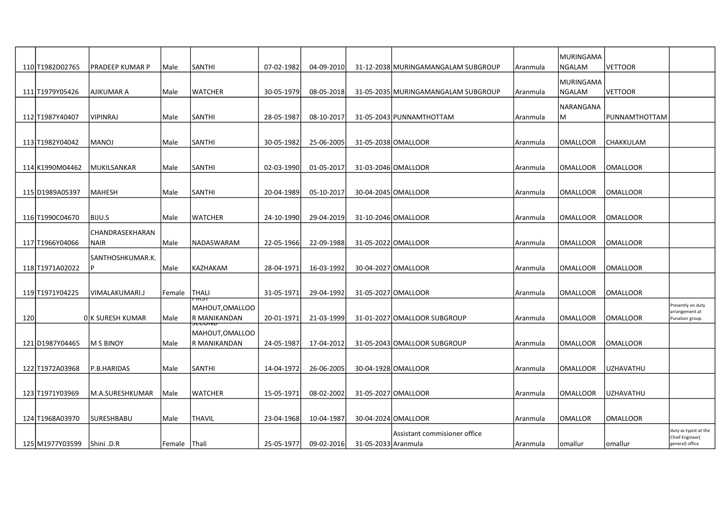| | | | | | | | | | | | | |
|---|---|---|---|---|---|---|---|---|---|---|---|---|
| 110 | T1982D02765 | PRADEEP KUMAR P | Male | SANTHI | 07-02-1982 | 04-09-2010 | 31-12-2038 | MURINGAMANGALAM SUBGROUP | Aranmula | MURINGAMANGALAM | VETTOOR | |
| 111 | T1979Y05426 | AJIKUMAR A | Male | WATCHER | 30-05-1979 | 08-05-2018 | 31-05-2035 | MURINGAMANGALAM SUBGROUP | Aranmula | MURINGAMANGALAM | VETTOOR | |
| 112 | T1987Y40407 | VIPINRAJ | Male | SANTHI | 28-05-1987 | 08-10-2017 | 31-05-2043 | PUNNAMTHOTTAM | Aranmula | NARANGANAM | PUNNAMTHOTTAM | |
| 113 | T1982Y04042 | MANOJ | Male | SANTHI | 30-05-1982 | 25-06-2005 | 31-05-2038 | OMALLOOR | Aranmula | OMALLOOR | CHAKKULAM | |
| 114 | K1990M04462 | MUKILSANKAR | Male | SANTHI | 02-03-1990 | 01-05-2017 | 31-03-2046 | OMALLOOR | Aranmula | OMALLOOR | OMALLOOR | |
| 115 | D1989A05397 | MAHESH | Male | SANTHI | 20-04-1989 | 05-10-2017 | 30-04-2045 | OMALLOOR | Aranmula | OMALLOOR | OMALLOOR | |
| 116 | T1990C04670 | BIJU.S | Male | WATCHER | 24-10-1990 | 29-04-2019 | 31-10-2046 | OMALLOOR | Aranmula | OMALLOOR | OMALLOOR | |
| 117 | T1966Y04066 | CHANDRASEKHARAN NAIR | Male | NADASWARAM | 22-05-1966 | 22-09-1988 | 31-05-2022 | OMALLOOR | Aranmula | OMALLOOR | OMALLOOR | |
| 118 | T1971A02022 | SANTHOSHKUMAR.K.P | Male | KAZHAKAM | 28-04-1971 | 16-03-1992 | 30-04-2027 | OMALLOOR | Aranmula | OMALLOOR | OMALLOOR | |
| 119 | T1971Y04225 | VIMALAKUMARI.J | Female | THALI | 31-05-1971 | 29-04-1992 | 31-05-2027 | OMALLOOR | Aranmula | OMALLOOR | OMALLOOR | |
| 120 | 0 | K SURESH KUMAR | Male | FIRST MAHOUT,OMALLOOR MANIKANDAN | 20-01-1971 | 21-03-1999 | 31-01-2027 | OMALLOOR SUBGROUP | Aranmula | OMALLOOR | OMALLOOR | Presently on duty arrangement at Punaloor group. |
| 121 | D1987Y04465 | M S BINOY | Male | SECOND MAHOUT,OMALLOOR MANIKANDAN | 24-05-1987 | 17-04-2012 | 31-05-2043 | OMALLOOR SUBGROUP | Aranmula | OMALLOOR | OMALLOOR | |
| 122 | T1972A03968 | P.B.HARIDAS | Male | SANTHI | 14-04-1972 | 26-06-2005 | 30-04-1928 | OMALLOOR | Aranmula | OMALLOOR | UZHAVATHU | |
| 123 | T1971Y03969 | M.A.SURESHKUMAR | Male | WATCHER | 15-05-1971 | 08-02-2002 | 31-05-2027 | OMALLOOR | Aranmula | OMALLOOR | UZHAVATHU | |
| 124 | T1968A03970 | SURESHBABU | Male | THAVIL | 23-04-1968 | 10-04-1987 | 30-04-2024 | OMALLOOR | Aranmula | OMALLOR | OMALLOOR | |
| 125 | M1977Y03599 | Shini .D.R | Female | Thali | 25-05-1977 | 09-02-2016 | 31-05-2033 | Assistant commisioner office Aranmula | Aranmula | omallur | omallur | duty as typist at the Chief Engineer( general) office |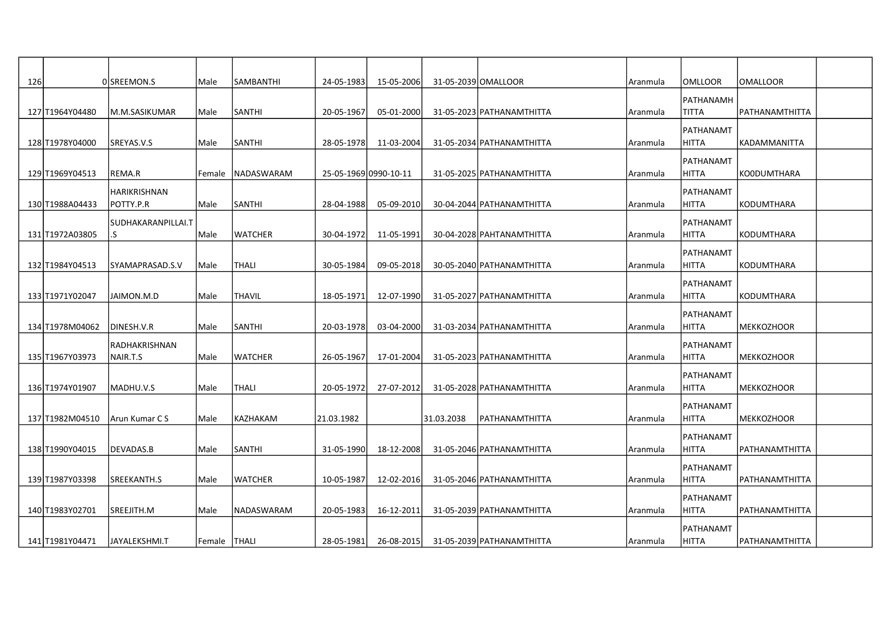| 126 | 0 | SREEMON.S | Male | SAMBANTHI | 24-05-1983 | 15-05-2006 | 31-05-2039 | OMALLOOR | Aranmula | OMLLOOR | OMALLOOR | |
|---|---|---|---|---|---|---|---|---|---|---|---|---|
| 127 | T1964Y04480 | M.M.SASIKUMAR | Male | SANTHI | 20-05-1967 | 05-01-2000 | 31-05-2023 | PATHANAMTHITTA | Aranmula | PATHANAMH TITTA | PATHANAMTHITTA | |
| 128 | T1978Y04000 | SREYAS.V.S | Male | SANTHI | 28-05-1978 | 11-03-2004 | 31-05-2034 | PATHANAMTHITTA | Aranmula | PATHANAMT HITTA | KADAMMANITTA | |
| 129 | T1969Y04513 | REMA.R | Female | NADASWARAM | 25-05-1969 | 0990-10-11 | 31-05-2025 | PATHANAMTHITTA | Aranmula | PATHANAMT HITTA | KO0DUMTHARA | |
| 130 | T1988A04433 | HARIKRISHNAN POTTY.P.R | Male | SANTHI | 28-04-1988 | 05-09-2010 | 30-04-2044 | PATHANAMTHITTA | Aranmula | PATHANAMT HITTA | KODUMTHARA | |
| 131 | T1972A03805 | SUDHAKARANPILLAI.T .S | Male | WATCHER | 30-04-1972 | 11-05-1991 | 30-04-2028 | PAHTANAMTHITTA | Aranmula | PATHANAMT HITTA | KODUMTHARA | |
| 132 | T1984Y04513 | SYAMAPRASAD.S.V | Male | THALI | 30-05-1984 | 09-05-2018 | 30-05-2040 | PATHANAMTHITTA | Aranmula | PATHANAMT HITTA | KODUMTHARA | |
| 133 | T1971Y02047 | JAIMON.M.D | Male | THAVIL | 18-05-1971 | 12-07-1990 | 31-05-2027 | PATHANAMTHITTA | Aranmula | PATHANAMT HITTA | KODUMTHARA | |
| 134 | T1978M04062 | DINESH.V.R | Male | SANTHI | 20-03-1978 | 03-04-2000 | 31-03-2034 | PATHANAMTHITTA | Aranmula | PATHANAMT HITTA | MEKKOZHOOR | |
| 135 | T1967Y03973 | RADHAKRISHNAN NAIR.T.S | Male | WATCHER | 26-05-1967 | 17-01-2004 | 31-05-2023 | PATHANAMTHITTA | Aranmula | PATHANAMT HITTA | MEKKOZHOOR | |
| 136 | T1974Y01907 | MADHU.V.S | Male | THALI | 20-05-1972 | 27-07-2012 | 31-05-2028 | PATHANAMTHITTA | Aranmula | PATHANAMT HITTA | MEKKOZHOOR | |
| 137 | T1982M04510 | Arun Kumar C S | Male | KAZHAKAM | 21.03.1982 | | 31.03.2038 | PATHANAMTHITTA | Aranmula | PATHANAMT HITTA | MEKKOZHOOR | |
| 138 | T1990Y04015 | DEVADAS.B | Male | SANTHI | 31-05-1990 | 18-12-2008 | 31-05-2046 | PATHANAMTHITTA | Aranmula | PATHANAMT HITTA | PATHANAMTHITTA | |
| 139 | T1987Y03398 | SREEKANTH.S | Male | WATCHER | 10-05-1987 | 12-02-2016 | 31-05-2046 | PATHANAMTHITTA | Aranmula | PATHANAMT HITTA | PATHANAMTHITTA | |
| 140 | T1983Y02701 | SREEJITH.M | Male | NADASWARAM | 20-05-1983 | 16-12-2011 | 31-05-2039 | PATHANAMTHITTA | Aranmula | PATHANAMT HITTA | PATHANAMTHITTA | |
| 141 | T1981Y04471 | JAYALEKSHMI.T | Female | THALI | 28-05-1981 | 26-08-2015 | 31-05-2039 | PATHANAMTHITTA | Aranmula | PATHANAMT HITTA | PATHANAMTHITTA | |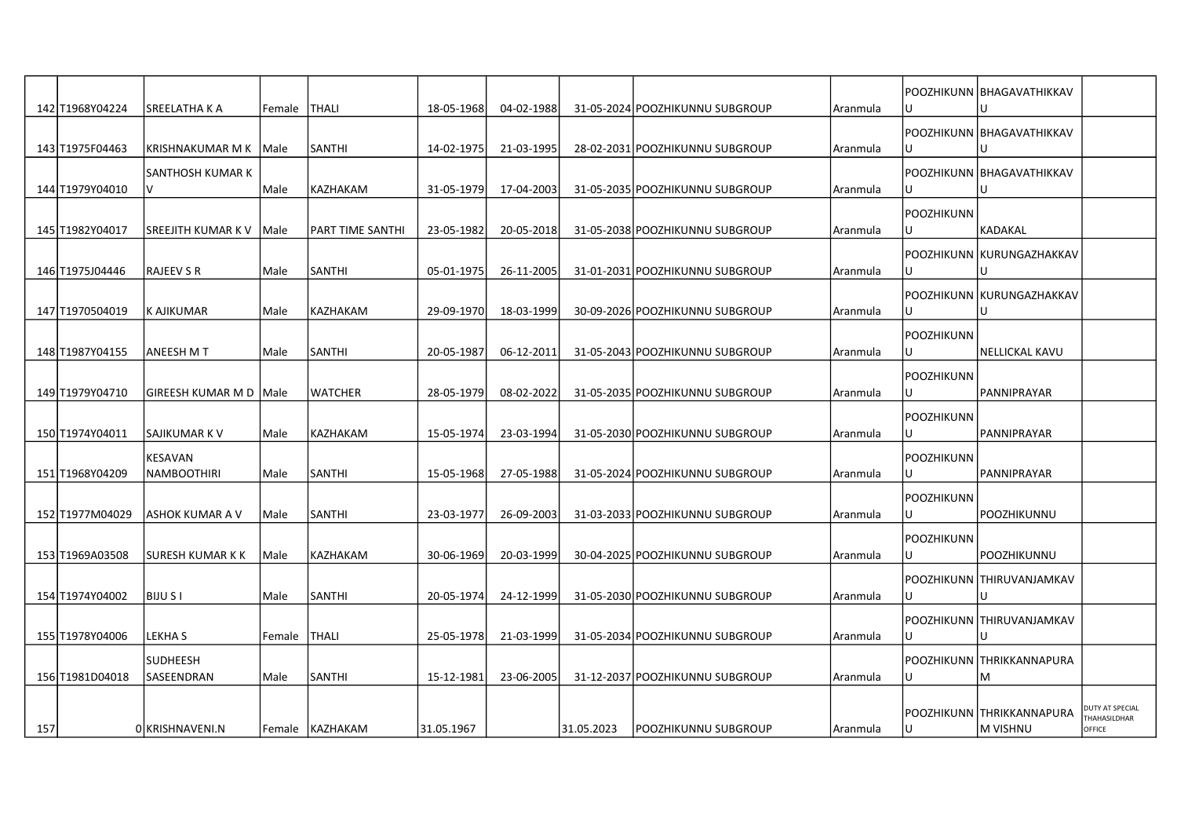| | | | | | | | | | | | | |
|---|---|---|---|---|---|---|---|---|---|---|---|---|
| 142 | T1968Y04224 | SREELATHA K A | Female | THALI | 18-05-1968 | 04-02-1988 | 31-05-2024 | POOZHIKUNNU SUBGROUP | Aranmula | POOZHIKUNNU | BHAGAVATHIKKAVU | |
| 143 | T1975F04463 | KRISHNAKUMAR M K | Male | SANTHI | 14-02-1975 | 21-03-1995 | 28-02-2031 | POOZHIKUNNU SUBGROUP | Aranmula | POOZHIKUNNU | BHAGAVATHIKKAVU | |
| 144 | T1979Y04010 | SANTHOSH KUMAR K V | Male | KAZHAKAM | 31-05-1979 | 17-04-2003 | 31-05-2035 | POOZHIKUNNU SUBGROUP | Aranmula | POOZHIKUNNU | BHAGAVATHIKKAVU | |
| 145 | T1982Y04017 | SREEJITH KUMAR K V | Male | PART TIME SANTHI | 23-05-1982 | 20-05-2018 | 31-05-2038 | POOZHIKUNNU SUBGROUP | Aranmula | POOZHIKUNNU | KADAKAL | |
| 146 | T1975J04446 | RAJEEV S R | Male | SANTHI | 05-01-1975 | 26-11-2005 | 31-01-2031 | POOZHIKUNNU SUBGROUP | Aranmula | POOZHIKUNNU | KURUNGAZHAKKAVU | |
| 147 | T1970504019 | K AJIKUMAR | Male | KAZHAKAM | 29-09-1970 | 18-03-1999 | 30-09-2026 | POOZHIKUNNU SUBGROUP | Aranmula | POOZHIKUNNU | KURUNGAZHAKKAVU | |
| 148 | T1987Y04155 | ANEESH M T | Male | SANTHI | 20-05-1987 | 06-12-2011 | 31-05-2043 | POOZHIKUNNU SUBGROUP | Aranmula | POOZHIKUNNU | NELLICKAL KAVU | |
| 149 | T1979Y04710 | GIREESH KUMAR M D | Male | WATCHER | 28-05-1979 | 08-02-2022 | 31-05-2035 | POOZHIKUNNU SUBGROUP | Aranmula | POOZHIKUNNU | PANNIPRAYAR | |
| 150 | T1974Y04011 | SAJIKUMAR K V | Male | KAZHAKAM | 15-05-1974 | 23-03-1994 | 31-05-2030 | POOZHIKUNNU SUBGROUP | Aranmula | POOZHIKUNNU | PANNIPRAYAR | |
| 151 | T1968Y04209 | KESAVAN NAMBOOTHIRI | Male | SANTHI | 15-05-1968 | 27-05-1988 | 31-05-2024 | POOZHIKUNNU SUBGROUP | Aranmula | POOZHIKUNNU | PANNIPRAYAR | |
| 152 | T1977M04029 | ASHOK KUMAR A V | Male | SANTHI | 23-03-1977 | 26-09-2003 | 31-03-2033 | POOZHIKUNNU SUBGROUP | Aranmula | POOZHIKUNNU | POOZHIKUNNU | |
| 153 | T1969A03508 | SURESH KUMAR K K | Male | KAZHAKAM | 30-06-1969 | 20-03-1999 | 30-04-2025 | POOZHIKUNNU SUBGROUP | Aranmula | POOZHIKUNNU | POOZHIKUNNU | |
| 154 | T1974Y04002 | BIJU S I | Male | SANTHI | 20-05-1974 | 24-12-1999 | 31-05-2030 | POOZHIKUNNU SUBGROUP | Aranmula | POOZHIKUNNU | THIRUVANJAMKAVU | |
| 155 | T1978Y04006 | LEKHA S | Female | THALI | 25-05-1978 | 21-03-1999 | 31-05-2034 | POOZHIKUNNU SUBGROUP | Aranmula | POOZHIKUNNU | THIRUVANJAMKAVU | |
| 156 | T1981D04018 | SUDHEESH SASEENDRAN | Male | SANTHI | 15-12-1981 | 23-06-2005 | 31-12-2037 | POOZHIKUNNU SUBGROUP | Aranmula | POOZHIKUNNU | THRIKKANNAPURAM | |
| 157 | 0 | KRISHNAVENI.N | Female | KAZHAKAM | 31.05.1967 | | 31.05.2023 | POOZHIKUNNU SUBGROUP | Aranmula | POOZHIKUNNU | THRIKKANNAPURAM VISHNU | DUTY AT SPECIAL THAHASILDHAR OFFICE |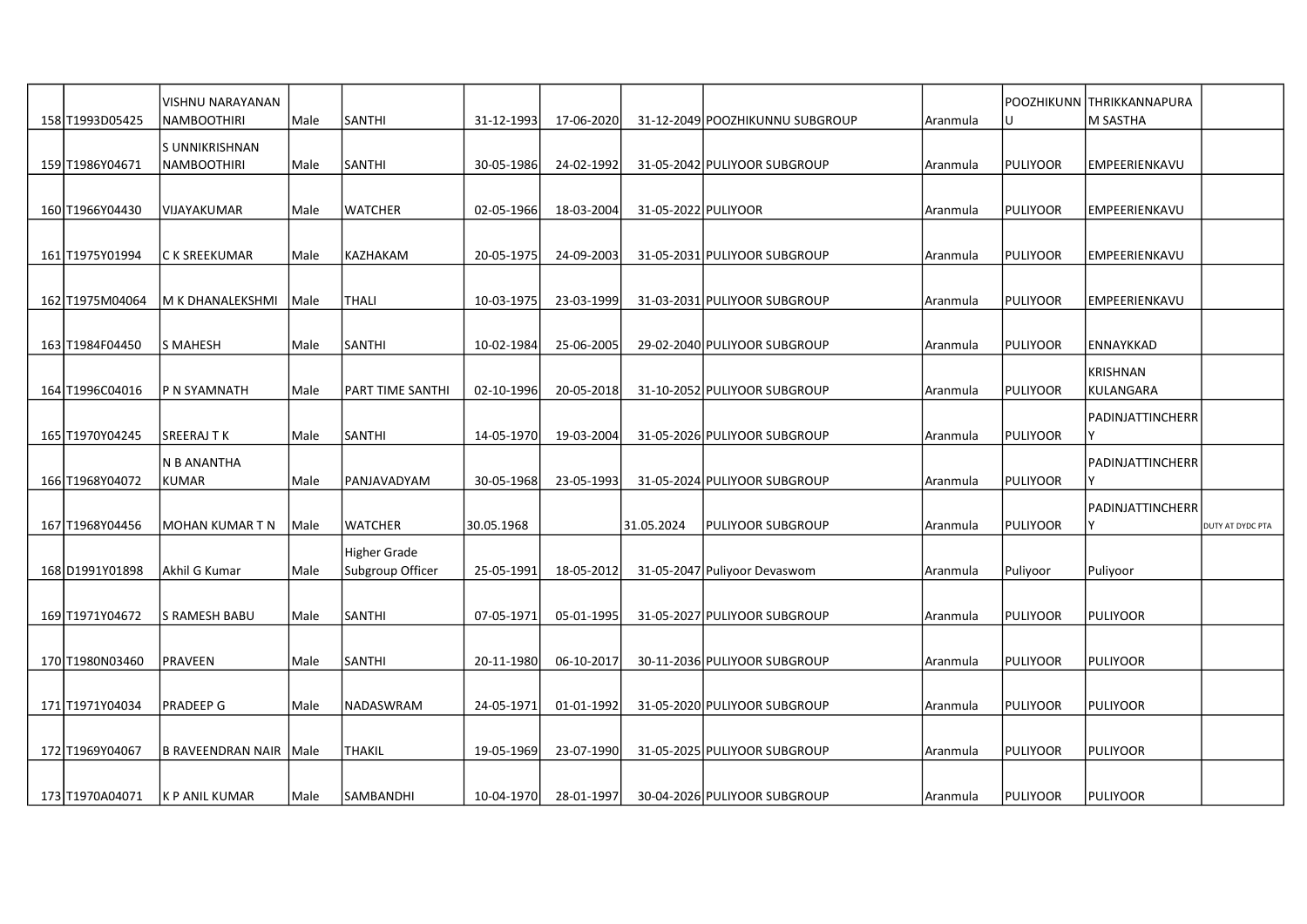| 158 | T1993D05425 | VISHNU NARAYANAN NAMBOOTHIRI | Male | SANTHI | 31-12-1993 | 17-06-2020 | 31-12-2049 | POOZHIKUNNU SUBGROUP | Aranmula | POOZHIKUNNU | THRIKKANNAPURAM SASTHA | |
|---|---|---|---|---|---|---|---|---|---|---|---|---|
| 159 | T1986Y04671 | S UNNIKRISHNAN NAMBOOTHIRI | Male | SANTHI | 30-05-1986 | 24-02-1992 | 31-05-2042 | PULIYOOR SUBGROUP | Aranmula | PULIYOOR | EMPEERIENKAVU | |
| 160 | T1966Y04430 | VIJAYAKUMAR | Male | WATCHER | 02-05-1966 | 18-03-2004 | 31-05-2022 | PULIYOOR | Aranmula | PULIYOOR | EMPEERIENKAVU | |
| 161 | T1975Y01994 | C K SREEKUMAR | Male | KAZHAKAM | 20-05-1975 | 24-09-2003 | 31-05-2031 | PULIYOOR SUBGROUP | Aranmula | PULIYOOR | EMPEERIENKAVU | |
| 162 | T1975M04064 | M K DHANALEKSHMI | Male | THALI | 10-03-1975 | 23-03-1999 | 31-03-2031 | PULIYOOR SUBGROUP | Aranmula | PULIYOOR | EMPEERIENKAVU | |
| 163 | T1984F04450 | S MAHESH | Male | SANTHI | 10-02-1984 | 25-06-2005 | 29-02-2040 | PULIYOOR SUBGROUP | Aranmula | PULIYOOR | ENNAYKKAD | |
| 164 | T1996C04016 | P N SYAMNATH | Male | PART TIME SANTHI | 02-10-1996 | 20-05-2018 | 31-10-2052 | PULIYOOR SUBGROUP | Aranmula | PULIYOOR | KRISHNAN KULANGARA | |
| 165 | T1970Y04245 | SREERAJ T K | Male | SANTHI | 14-05-1970 | 19-03-2004 | 31-05-2026 | PULIYOOR SUBGROUP | Aranmula | PULIYOOR | PADINJATTINCHERRY | |
| 166 | T1968Y04072 | N B ANANTHA KUMAR | Male | PANJAVADYAM | 30-05-1968 | 23-05-1993 | 31-05-2024 | PULIYOOR SUBGROUP | Aranmula | PULIYOOR | PADINJATTINCHERRY | |
| 167 | T1968Y04456 | MOHAN KUMAR T N | Male | WATCHER | 30.05.1968 | | 31.05.2024 | PULIYOOR SUBGROUP | Aranmula | PULIYOOR | PADINJATTINCHERRY | DUTY AT DYDC PTA |
| 168 | D1991Y01898 | Akhil G Kumar | Male | Higher Grade Subgroup Officer | 25-05-1991 | 18-05-2012 | 31-05-2047 | Puliyoor Devaswom | Aranmula | Puliyoor | Puliyoor | |
| 169 | T1971Y04672 | S RAMESH BABU | Male | SANTHI | 07-05-1971 | 05-01-1995 | 31-05-2027 | PULIYOOR SUBGROUP | Aranmula | PULIYOOR | PULIYOOR | |
| 170 | T1980N03460 | PRAVEEN | Male | SANTHI | 20-11-1980 | 06-10-2017 | 30-11-2036 | PULIYOOR SUBGROUP | Aranmula | PULIYOOR | PULIYOOR | |
| 171 | T1971Y04034 | PRADEEP G | Male | NADASWRAM | 24-05-1971 | 01-01-1992 | 31-05-2020 | PULIYOOR SUBGROUP | Aranmula | PULIYOOR | PULIYOOR | |
| 172 | T1969Y04067 | B RAVEENDRAN NAIR | Male | THAKIL | 19-05-1969 | 23-07-1990 | 31-05-2025 | PULIYOOR SUBGROUP | Aranmula | PULIYOOR | PULIYOOR | |
| 173 | T1970A04071 | K P ANIL KUMAR | Male | SAMBANDHI | 10-04-1970 | 28-01-1997 | 30-04-2026 | PULIYOOR SUBGROUP | Aranmula | PULIYOOR | PULIYOOR | |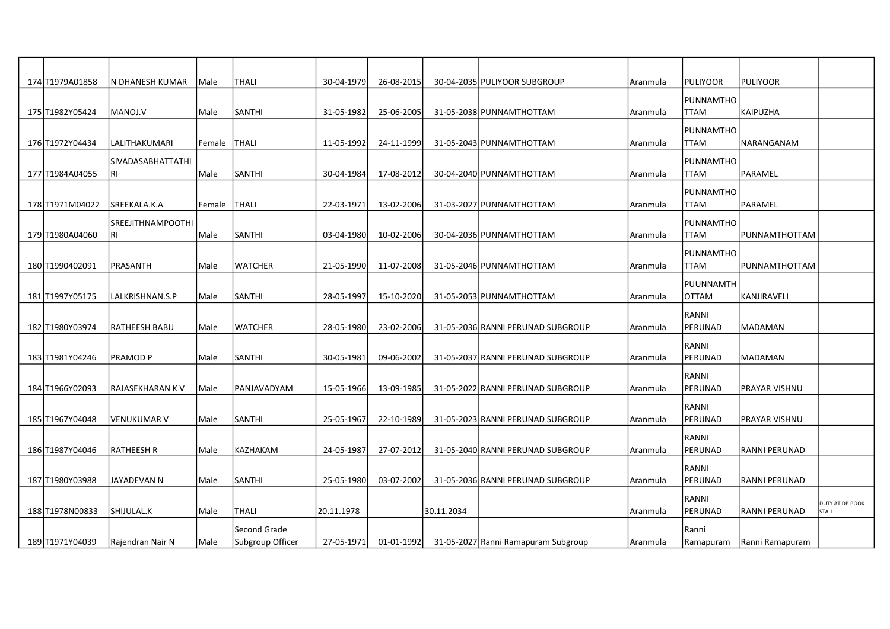| 174 | T1979A01858 | N DHANESH KUMAR | Male | THALI | 30-04-1979 | 26-08-2015 | 30-04-2035 | PULIYOOR SUBGROUP | Aranmula | PULIYOOR | PULIYOOR | |
|---|---|---|---|---|---|---|---|---|---|---|---|---|
| 175 | T1982Y05424 | MANOJ.V | Male | SANTHI | 31-05-1982 | 25-06-2005 | 31-05-2038 | PUNNAMTHOTTAM | Aranmula | PUNNAMTHO TTAM | KAIPUZHA | |
| 176 | T1972Y04434 | LALITHAKUMARI | Female | THALI | 11-05-1992 | 24-11-1999 | 31-05-2043 | PUNNAMTHOTTAM | Aranmula | PUNNAMTHO TTAM | NARANGANAM | |
| 177 | T1984A04055 | SIVADASABHATTATHI RI | Male | SANTHI | 30-04-1984 | 17-08-2012 | 30-04-2040 | PUNNAMTHOTTAM | Aranmula | PUNNAMTHO TTAM | PARAMEL | |
| 178 | T1971M04022 | SREEKALA.K.A | Female | THALI | 22-03-1971 | 13-02-2006 | 31-03-2027 | PUNNAMTHOTTAM | Aranmula | PUNNAMTHO TTAM | PARAMEL | |
| 179 | T1980A04060 | SREEJITHNAMPOOTHI RI | Male | SANTHI | 03-04-1980 | 10-02-2006 | 30-04-2036 | PUNNAMTHOTTAM | Aranmula | PUNNAMTHO TTAM | PUNNAMTHOTTAM | |
| 180 | T1990402091 | PRASANTH | Male | WATCHER | 21-05-1990 | 11-07-2008 | 31-05-2046 | PUNNAMTHOTTAM | Aranmula | PUNNAMTHO TTAM | PUNNAMTHOTTAM | |
| 181 | T1997Y05175 | LALKRISHNAN.S.P | Male | SANTHI | 28-05-1997 | 15-10-2020 | 31-05-2053 | PUNNAMTHOTTAM | Aranmula | PUUNNAMTH OTTAM | KANJIRAVELI | |
| 182 | T1980Y03974 | RATHEESH BABU | Male | WATCHER | 28-05-1980 | 23-02-2006 | 31-05-2036 | RANNI PERUNAD SUBGROUP | Aranmula | RANNI PERUNAD | MADAMAN | |
| 183 | T1981Y04246 | PRAMOD P | Male | SANTHI | 30-05-1981 | 09-06-2002 | 31-05-2037 | RANNI PERUNAD SUBGROUP | Aranmula | RANNI PERUNAD | MADAMAN | |
| 184 | T1966Y02093 | RAJASEKHARAN K V | Male | PANJAVADYAM | 15-05-1966 | 13-09-1985 | 31-05-2022 | RANNI PERUNAD SUBGROUP | Aranmula | RANNI PERUNAD | PRAYAR VISHNU | |
| 185 | T1967Y04048 | VENUKUMAR V | Male | SANTHI | 25-05-1967 | 22-10-1989 | 31-05-2023 | RANNI PERUNAD SUBGROUP | Aranmula | RANNI PERUNAD | PRAYAR VISHNU | |
| 186 | T1987Y04046 | RATHEESH R | Male | KAZHAKAM | 24-05-1987 | 27-07-2012 | 31-05-2040 | RANNI PERUNAD SUBGROUP | Aranmula | RANNI PERUNAD | RANNI PERUNAD | |
| 187 | T1980Y03988 | JAYADEVAN N | Male | SANTHI | 25-05-1980 | 03-07-2002 | 31-05-2036 | RANNI PERUNAD SUBGROUP | Aranmula | RANNI PERUNAD | RANNI PERUNAD | |
| 188 | T1978N00833 | SHIJULAL.K | Male | THALI | 20.11.1978 | | 30.11.2034 | | Aranmula | RANNI PERUNAD | RANNI PERUNAD | DUTY AT DB BOOK STALL |
| 189 | T1971Y04039 | Rajendran Nair N | Male | Second Grade Subgroup Officer | 27-05-1971 | 01-01-1992 | 31-05-2027 | Ranni Ramapuram Subgroup | Aranmula | Ranni Ramapuram | Ranni Ramapuram | |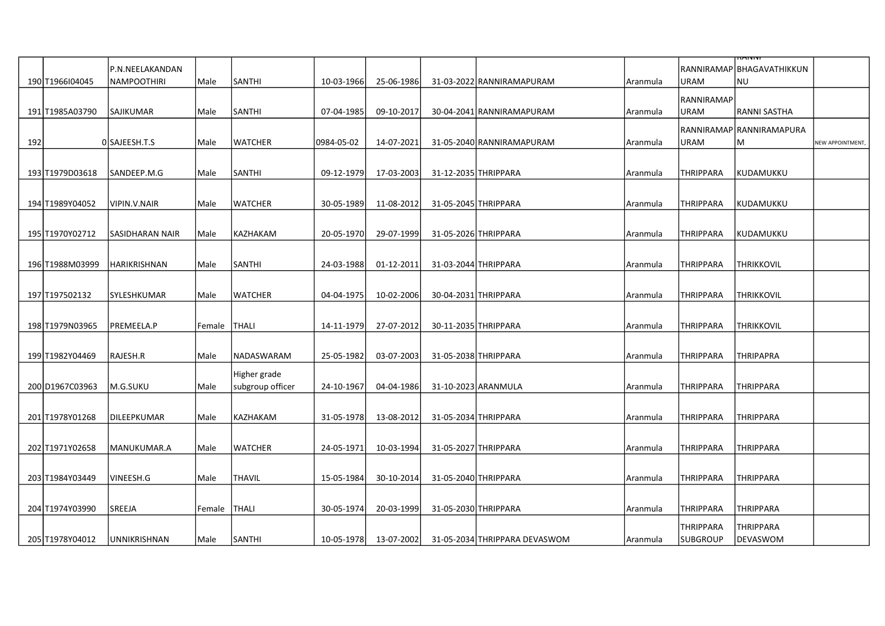| 190 | T1966I04045 | P.N.NEELAKANDAN NAMPOOTHIRI | Male | SANTHI | 10-03-1966 | 25-06-1986 | 31-03-2022 | RANNIRAMAPURAM | Aranmula | RANNIRAMAPURAM | RANNI BHAGAVATHIKKUNNU | |
|---|---|---|---|---|---|---|---|---|---|---|---|---|
| 191 | T1985A03790 | SAJIKUMAR | Male | SANTHI | 07-04-1985 | 09-10-2017 | 30-04-2041 | RANNIRAMAPURAM | Aranmula | RANNIRAMAPURAM | RANNI SASTHA | |
| 192 | 0 | SAJEESH.T.S | Male | WATCHER | 0984-05-02 | 14-07-2021 | 31-05-2040 | RANNIRAMAPURAM | Aranmula | RANNIRAMAPURAM | RANNIRAMAPURAM | NEW APPOINTMENT, |
| 193 | T1979D03618 | SANDEEP.M.G | Male | SANTHI | 09-12-1979 | 17-03-2003 | 31-12-2035 | THRIPPARA | Aranmula | THRIPPARA | KUDAMUKKU | |
| 194 | T1989Y04052 | VIPIN.V.NAIR | Male | WATCHER | 30-05-1989 | 11-08-2012 | 31-05-2045 | THRIPPARA | Aranmula | THRIPPARA | KUDAMUKKU | |
| 195 | T1970Y02712 | SASIDHARAN NAIR | Male | KAZHAKAM | 20-05-1970 | 29-07-1999 | 31-05-2026 | THRIPPARA | Aranmula | THRIPPARA | KUDAMUKKU | |
| 196 | T1988M03999 | HARIKRISHNAN | Male | SANTHI | 24-03-1988 | 01-12-2011 | 31-03-2044 | THRIPPARA | Aranmula | THRIPPARA | THRIKKOVIL | |
| 197 | T197502132 | SYLESHKUMAR | Male | WATCHER | 04-04-1975 | 10-02-2006 | 30-04-2031 | THRIPPARA | Aranmula | THRIPPARA | THRIKKOVIL | |
| 198 | T1979N03965 | PREMEELA.P | Female | THALI | 14-11-1979 | 27-07-2012 | 30-11-2035 | THRIPPARA | Aranmula | THRIPPARA | THRIKKOVIL | |
| 199 | T1982Y04469 | RAJESH.R | Male | NADASWARAM | 25-05-1982 | 03-07-2003 | 31-05-2038 | THRIPPARA | Aranmula | THRIPPARA | THRIPAPRA | |
| 200 | D1967C03963 | M.G.SUKU | Male | Higher grade subgroup officer | 24-10-1967 | 04-04-1986 | 31-10-2023 | ARANMULA | Aranmula | THRIPPARA | THRIPPARA | |
| 201 | T1978Y01268 | DILEEPKUMAR | Male | KAZHAKAM | 31-05-1978 | 13-08-2012 | 31-05-2034 | THRIPPARA | Aranmula | THRIPPARA | THRIPPARA | |
| 202 | T1971Y02658 | MANUKUMAR.A | Male | WATCHER | 24-05-1971 | 10-03-1994 | 31-05-2027 | THRIPPARA | Aranmula | THRIPPARA | THRIPPARA | |
| 203 | T1984Y03449 | VINEESH.G | Male | THAVIL | 15-05-1984 | 30-10-2014 | 31-05-2040 | THRIPPARA | Aranmula | THRIPPARA | THRIPPARA | |
| 204 | T1974Y03990 | SREEJA | Female | THALI | 30-05-1974 | 20-03-1999 | 31-05-2030 | THRIPPARA | Aranmula | THRIPPARA | THRIPPARA | |
| 205 | T1978Y04012 | UNNIKRISHNAN | Male | SANTHI | 10-05-1978 | 13-07-2002 | 31-05-2034 | THRIPPARA DEVASWOM | Aranmula | THRIPPARA SUBGROUP | THRIPPARA DEVASWOM | |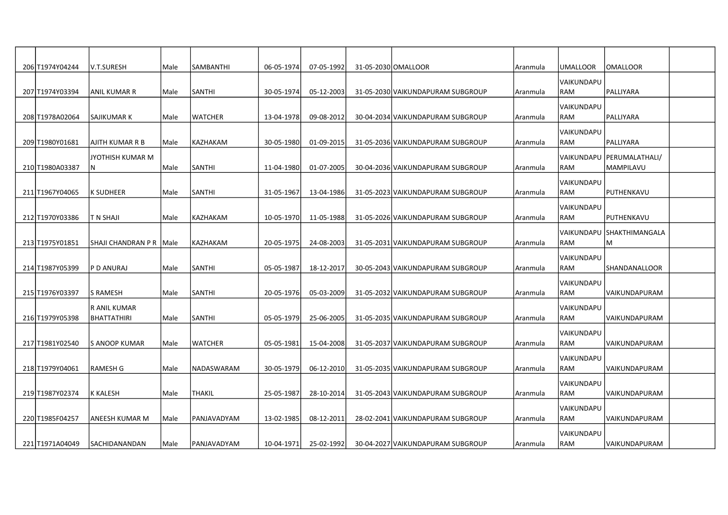| | | | | | | | | | | | | |
|---|---|---|---|---|---|---|---|---|---|---|---|---|
| 206 | T1974Y04244 | V.T.SURESH | Male | SAMBANTHI | 06-05-1974 | 07-05-1992 | 31-05-2030 | OMALLOOR | Aranmula | UMALLOOR | OMALLOOR | |
| 207 | T1974Y03394 | ANIL KUMAR R | Male | SANTHI | 30-05-1974 | 05-12-2003 | 31-05-2030 | VAIKUNDAPURAM SUBGROUP | Aranmula | VAIKUNDAPURAM | PALLIYARA | |
| 208 | T1978A02064 | SAJIKUMAR K | Male | WATCHER | 13-04-1978 | 09-08-2012 | 30-04-2034 | VAIKUNDAPURAM SUBGROUP | Aranmula | VAIKUNDAPURAM | PALLIYARA | |
| 209 | T1980Y01681 | AJITH KUMAR R B | Male | KAZHAKAM | 30-05-1980 | 01-09-2015 | 31-05-2036 | VAIKUNDAPURAM SUBGROUP | Aranmula | VAIKUNDAPURAM | PALLIYARA | |
| 210 | T1980A03387 | JYOTHISH KUMAR M N | Male | SANTHI | 11-04-1980 | 01-07-2005 | 30-04-2036 | VAIKUNDAPURAM SUBGROUP | Aranmula | VAIKUNDAPURAM | PERUMALATHALI/ MAMPILAVU | |
| 211 | T1967Y04065 | K SUDHEER | Male | SANTHI | 31-05-1967 | 13-04-1986 | 31-05-2023 | VAIKUNDAPURAM SUBGROUP | Aranmula | VAIKUNDAPURAM | PUTHENKAVU | |
| 212 | T1970Y03386 | T N SHAJI | Male | KAZHAKAM | 10-05-1970 | 11-05-1988 | 31-05-2026 | VAIKUNDAPURAM SUBGROUP | Aranmula | VAIKUNDAPURAM | PUTHENKAVU | |
| 213 | T1975Y01851 | SHAJI CHANDRAN P R | Male | KAZHAKAM | 20-05-1975 | 24-08-2003 | 31-05-2031 | VAIKUNDAPURAM SUBGROUP | Aranmula | VAIKUNDAPURAM | SHAKTHIMANGALAM | |
| 214 | T1987Y05399 | P D ANURAJ | Male | SANTHI | 05-05-1987 | 18-12-2017 | 30-05-2043 | VAIKUNDAPURAM SUBGROUP | Aranmula | VAIKUNDAPURAM | SHANDANALLOOR | |
| 215 | T1976Y03397 | S RAMESH | Male | SANTHI | 20-05-1976 | 05-03-2009 | 31-05-2032 | VAIKUNDAPURAM SUBGROUP | Aranmula | VAIKUNDAPURAM | VAIKUNDAPURAM | |
| 216 | T1979Y05398 | R ANIL KUMAR BHATTATHIRI | Male | SANTHI | 05-05-1979 | 25-06-2005 | 31-05-2035 | VAIKUNDAPURAM SUBGROUP | Aranmula | VAIKUNDAPURAM | VAIKUNDAPURAM | |
| 217 | T1981Y02540 | S ANOOP KUMAR | Male | WATCHER | 05-05-1981 | 15-04-2008 | 31-05-2037 | VAIKUNDAPURAM SUBGROUP | Aranmula | VAIKUNDAPURAM | VAIKUNDAPURAM | |
| 218 | T1979Y04061 | RAMESH G | Male | NADASWARAM | 30-05-1979 | 06-12-2010 | 31-05-2035 | VAIKUNDAPURAM SUBGROUP | Aranmula | VAIKUNDAPURAM | VAIKUNDAPURAM | |
| 219 | T1987Y02374 | K KALESH | Male | THAKIL | 25-05-1987 | 28-10-2014 | 31-05-2043 | VAIKUNDAPURAM SUBGROUP | Aranmula | VAIKUNDAPURAM | VAIKUNDAPURAM | |
| 220 | T1985F04257 | ANEESH KUMAR M | Male | PANJAVADYAM | 13-02-1985 | 08-12-2011 | 28-02-2041 | VAIKUNDAPURAM SUBGROUP | Aranmula | VAIKUNDAPURAM | VAIKUNDAPURAM | |
| 221 | T1971A04049 | SACHIDANANDAN | Male | PANJAVADYAM | 10-04-1971 | 25-02-1992 | 30-04-2027 | VAIKUNDAPURAM SUBGROUP | Aranmula | VAIKUNDAPURAM | VAIKUNDAPURAM | |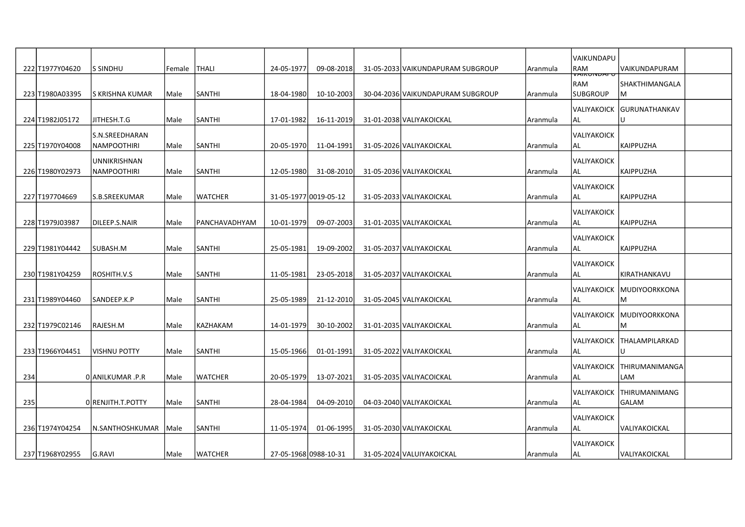| | | | | | | | | | | | | |
|---|---|---|---|---|---|---|---|---|---|---|---|---|
| 222 | T1977Y04620 | S SINDHU | Female | THALI | 24-05-1977 | 09-08-2018 | 31-05-2033 | VAIKUNDAPURAM SUBGROUP | Aranmula | VAIKUNDAPURAM | VAIKUNDAPURAM | |
| 223 | T1980A03395 | S KRISHNA KUMAR | Male | SANTHI | 18-04-1980 | 10-10-2003 | 30-04-2036 | VAIKUNDAPURAM SUBGROUP | Aranmula | VAIKUNDAPURAM SUBGROUP | SHAKTHIMANGALAM | |
| 224 | T1982J05172 | JITHESH.T.G | Male | SANTHI | 17-01-1982 | 16-11-2019 | 31-01-2038 | VALIYAKOICKAL | Aranmula | VALIYAKOICKAL | GURUNATHANKAVU | |
| 225 | T1970Y04008 | S.N.SREEDHARAN NAMPOOTHIRI | Male | SANTHI | 20-05-1970 | 11-04-1991 | 31-05-2026 | VALIYAKOICKAL | Aranmula | VALIYAKOICKAL | KAIPPUZHA | |
| 226 | T1980Y02973 | UNNIKRISHNAN NAMPOOTHIRI | Male | SANTHI | 12-05-1980 | 31-08-2010 | 31-05-2036 | VALIYAKOICKAL | Aranmula | VALIYAKOICKAL | KAIPPUZHA | |
| 227 | T197704669 | S.B.SREEKUMAR | Male | WATCHER | 31-05-1977 | 0019-05-12 | 31-05-2033 | VALIYAKOICKAL | Aranmula | VALIYAKOICKAL | KAIPPUZHA | |
| 228 | T1979J03987 | DILEEP.S.NAIR | Male | PANCHAVADHYAM | 10-01-1979 | 09-07-2003 | 31-01-2035 | VALIYAKOICKAL | Aranmula | VALIYAKOICKAL | KAIPPUZHA | |
| 229 | T1981Y04442 | SUBASH.M | Male | SANTHI | 25-05-1981 | 19-09-2002 | 31-05-2037 | VALIYAKOICKAL | Aranmula | VALIYAKOICKAL | KAIPPUZHA | |
| 230 | T1981Y04259 | ROSHITH.V.S | Male | SANTHI | 11-05-1981 | 23-05-2018 | 31-05-2037 | VALIYAKOICKAL | Aranmula | VALIYAKOICKAL | KIRATHANKAVU | |
| 231 | T1989Y04460 | SANDEEP.K.P | Male | SANTHI | 25-05-1989 | 21-12-2010 | 31-05-2045 | VALIYAKOICKAL | Aranmula | VALIYAKOICKAL | MUDIYOORKKONAM | |
| 232 | T1979C02146 | RAJESH.M | Male | KAZHAKAM | 14-01-1979 | 30-10-2002 | 31-01-2035 | VALIYAKOICKAL | Aranmula | VALIYAKOICKAL | MUDIYOORKKONAM | |
| 233 | T1966Y04451 | VISHNU POTTY | Male | SANTHI | 15-05-1966 | 01-01-1991 | 31-05-2022 | VALIYAKOICKAL | Aranmula | VALIYAKOICKAL | THALAMPILARKADU | |
| 234 | 0 | ANILKUMAR .P.R | Male | WATCHER | 20-05-1979 | 13-07-2021 | 31-05-2035 | VALIYACOICKAL | Aranmula | VALIYAKOICKAL | THIRUMANIMANGALAM | |
| 235 | 0 | RENJITH.T.POTTY | Male | SANTHI | 28-04-1984 | 04-09-2010 | 04-03-2040 | VALIYAKOICKAL | Aranmula | VALIYAKOICKAL | THIRUMANIMANGGALAM | |
| 236 | T1974Y04254 | N.SANTHOSHKUMAR | Male | SANTHI | 11-05-1974 | 01-06-1995 | 31-05-2030 | VALIYAKOICKAL | Aranmula | VALIYAKOICKAL | VALIYAKOICKAL | |
| 237 | T1968Y02955 | G.RAVI | Male | WATCHER | 27-05-1968 | 0988-10-31 | 31-05-2024 | VALUIYAKOICKAL | Aranmula | VALIYAKOICKAL | VALIYAKOICKAL | |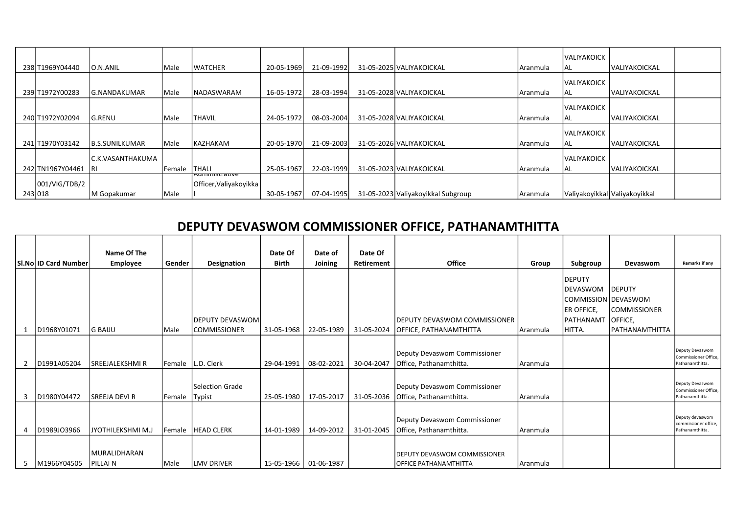| | | | | | | | | | | | | |
|---|---|---|---|---|---|---|---|---|---|---|---|---|
| 238 | T1969Y04440 | O.N.ANIL | Male | WATCHER | 20-05-1969 | 21-09-1992 | 31-05-2025 | VALIYAKOICKAL | Aranmula | VALIYAKOICKAL | VALIYAKOICKAL | |
| 239 | T1972Y00283 | G.NANDAKUMAR | Male | NADASWARAM | 16-05-1972 | 28-03-1994 | 31-05-2028 | VALIYAKOICKAL | Aranmula | VALIYAKOICKAL | VALIYAKOICKAL | |
| 240 | T1972Y02094 | G.RENU | Male | THAVIL | 24-05-1972 | 08-03-2004 | 31-05-2028 | VALIYAKOICKAL | Aranmula | VALIYAKOICKAL | VALIYAKOICKAL | |
| 241 | T1970Y03142 | B.S.SUNILKUMAR | Male | KAZHAKAM | 20-05-1970 | 21-09-2003 | 31-05-2026 | VALIYAKOICKAL | Aranmula | VALIYAKOICKAL | VALIYAKOICKAL | |
| 242 | TN1967Y04461 | C.K.VASANTHAKUMARI | Female | THALI | 25-05-1967 | 22-03-1999 | 31-05-2023 | VALIYAKOICKAL | Aranmula | VALIYAKOICKAL | VALIYAKOICKAL | |
| 243 | 001/VIG/TDB/2018 | M Gopakumar | Male | Administrative Officer,Valiyakoyikkal | 30-05-1967 | 07-04-1995 | 31-05-2023 | Valiyakoyikkal Subgroup | Aranmula | Valiyakoyikkal | Valiyakoyikkal | |

## DEPUTY DEVASWOM COMMISSIONER OFFICE, PATHANAMTHITTA

| Sl.No | ID Card Number | Name Of The Employee | Gender | Designation | Date Of Birth | Date of Joining | Date Of Retirement | Office | Group | Subgroup | Devaswom | Remarks if any |
|---|---|---|---|---|---|---|---|---|---|---|---|---|
| 1 | D1968Y01071 | G BAIJU | Male | DEPUTY DEVASWOM COMMISSIONER | 31-05-1968 | 22-05-1989 | 31-05-2024 | DEPUTY DEVASWOM COMMISSIONER OFFICE, PATHANAMTHITTA | Aranmula | DEPUTY DEVASWOM COMMISSIONER OFFICE, PATHANAMTHITTA. | DEPUTY DEVASWOM COMMISSIONER OFFICE, PATHANAMTHITTA | |
| 2 | D1991A05204 | SREEJALEKSHMI R | Female | L.D. Clerk | 29-04-1991 | 08-02-2021 | 30-04-2047 | Deputy Devaswom Commissioner Office, Pathanamthitta. | Aranmula | | | Deputy Devaswom Commissioner Office, Pathanamthitta. |
| 3 | D1980Y04472 | SREEJA DEVI R | Female | Selection Grade Typist | 25-05-1980 | 17-05-2017 | 31-05-2036 | Deputy Devaswom Commissioner Office, Pathanamthitta. | Aranmula | | | Deputy Devaswom Commissioner Office, Pathanamthitta. |
| 4 | D1989JO3966 | JYOTHILEKSHMI M.J | Female | HEAD CLERK | 14-01-1989 | 14-09-2012 | 31-01-2045 | Deputy Devaswom Commissioner Office, Pathanamthitta. | Aranmula | | | Deputy devaswom commissioner office, Pathanamthitta. |
| 5 | M1966Y04505 | MURALIDHARAN PILLAI N | Male | LMV DRIVER | 15-05-1966 | 01-06-1987 | | DEPUTY DEVASWOM COMMISSIONER OFFICE PATHANAMTHITTA | Aranmula | | | |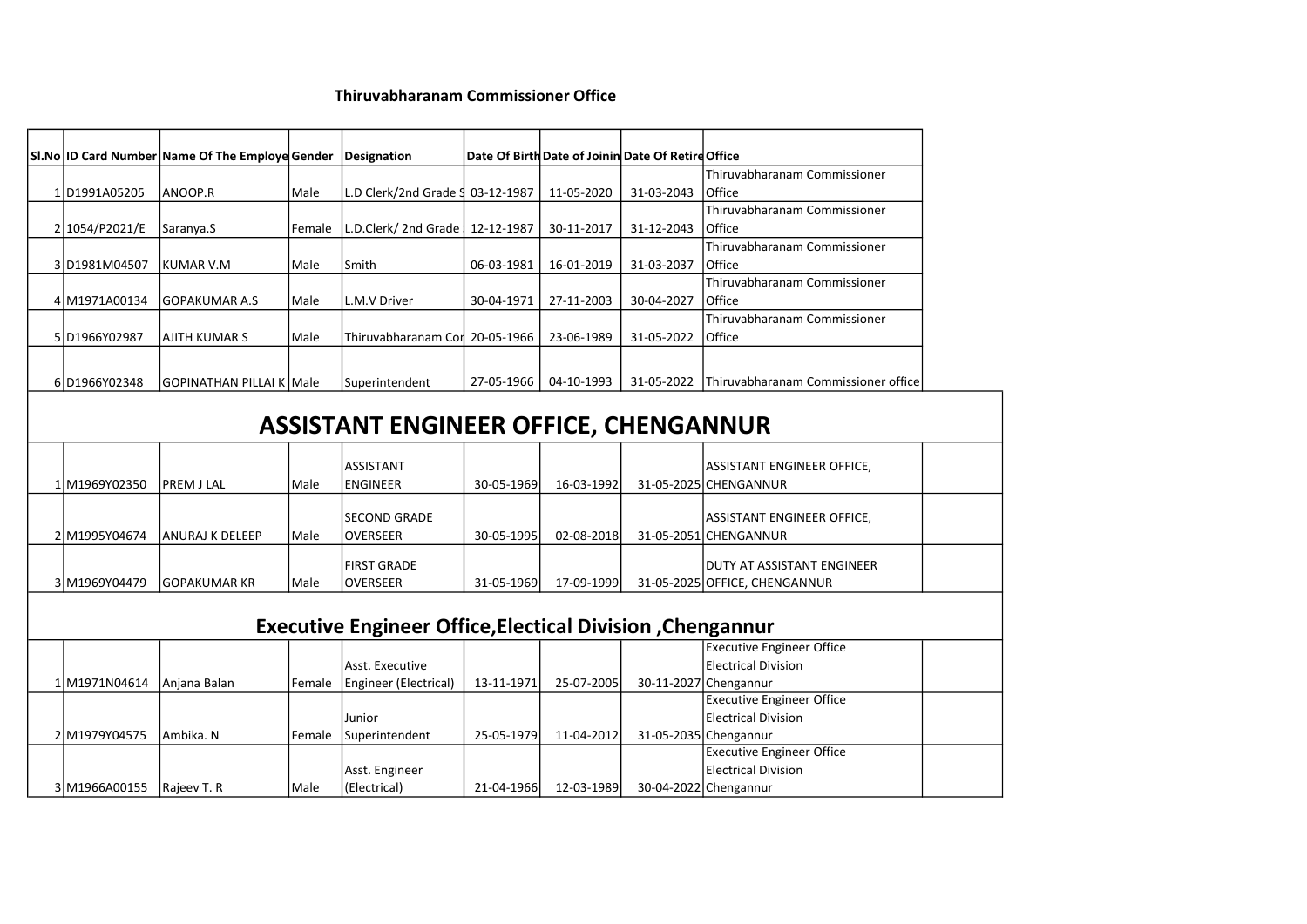**Thiruvabharanam Commissioner Office**

| Sl.No | ID Card Number | Name Of The Employe | Gender | Designation | Date Of Birth | Date of Joinin | Date Of Retire | Office |
|---|---|---|---|---|---|---|---|---|
| 1 | D1991A05205 | ANOOP.R | Male | L.D Clerk/2nd Grade S | 03-12-1987 | 11-05-2020 | 31-03-2043 | Thiruvabharanam Commissioner Office |
| 2 | 1054/P2021/E | Saranya.S | Female | L.D.Clerk/ 2nd Grade | 12-12-1987 | 30-11-2017 | 31-12-2043 | Thiruvabharanam Commissioner Office |
| 3 | D1981M04507 | KUMAR V.M | Male | Smith | 06-03-1981 | 16-01-2019 | 31-03-2037 | Thiruvabharanam Commissioner Office |
| 4 | M1971A00134 | GOPAKUMAR A.S | Male | L.M.V Driver | 30-04-1971 | 27-11-2003 | 30-04-2027 | Thiruvabharanam Commissioner Office |
| 5 | D1966Y02987 | AJITH KUMAR S | Male | Thiruvabharanam Cor | 20-05-1966 | 23-06-1989 | 31-05-2022 | Thiruvabharanam Commissioner Office |
| 6 | D1966Y02348 | GOPINATHAN PILLAI K | Male | Superintendent | 27-05-1966 | 04-10-1993 | 31-05-2022 | Thiruvabharanam Commissioner office |

# ASSISTANT ENGINEER OFFICE, CHENGANNUR

| Sl.No | ID Card Number | Name Of The Employe | Gender | Designation | Date Of Birth | Date of Joinin | Date Of Retire | Office |
|---|---|---|---|---|---|---|---|---|
| 1 | M1969Y02350 | PREM J LAL | Male | ASSISTANT ENGINEER | 30-05-1969 | 16-03-1992 | 31-05-2025 | ASSISTANT ENGINEER OFFICE, CHENGANNUR |
| 2 | M1995Y04674 | ANURAJ K DELEEP | Male | SECOND GRADE OVERSEER | 30-05-1995 | 02-08-2018 | 31-05-2051 | ASSISTANT ENGINEER OFFICE, CHENGANNUR |
| 3 | M1969Y04479 | GOPAKUMAR KR | Male | FIRST GRADE OVERSEER | 31-05-1969 | 17-09-1999 | 31-05-2025 | DUTY AT ASSISTANT ENGINEER OFFICE, CHENGANNUR |

# Executive Engineer Office,Electical Division ,Chengannur

| Sl.No | ID Card Number | Name Of The Employe | Gender | Designation | Date Of Birth | Date of Joinin | Date Of Retire | Office |
|---|---|---|---|---|---|---|---|---|
| 1 | M1971N04614 | Anjana Balan | Female | Asst. Executive Engineer (Electrical) | 13-11-1971 | 25-07-2005 | 30-11-2027 | Executive Engineer Office Electrical Division Chengannur |
| 2 | M1979Y04575 | Ambika. N | Female | Junior Superintendent | 25-05-1979 | 11-04-2012 | 31-05-2035 | Executive Engineer Office Electrical Division Chengannur |
| 3 | M1966A00155 | Rajeev T. R | Male | Asst. Engineer (Electrical) | 21-04-1966 | 12-03-1989 | 30-04-2022 | Executive Engineer Office Electrical Division Chengannur |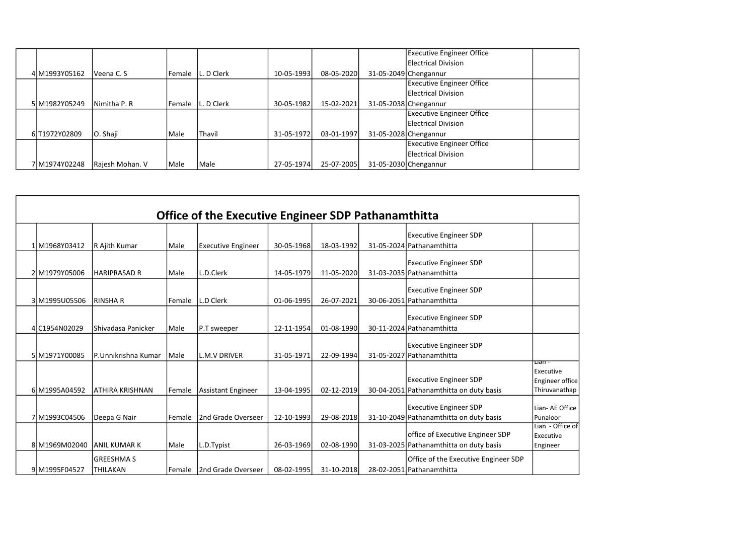| | | | | | | | | | |
|---|---|---|---|---|---|---|---|---|---|
| 4 | M1993Y05162 | Veena C. S | Female | L. D Clerk | 10-05-1993 | 08-05-2020 | 31-05-2049 | Executive Engineer Office Electrical Division Chengannur | |
| 5 | M1982Y05249 | Nimitha P. R | Female | L. D Clerk | 30-05-1982 | 15-02-2021 | 31-05-2038 | Executive Engineer Office Electrical Division Chengannur | |
| 6 | T1972Y02809 | O. Shaji | Male | Thavil | 31-05-1972 | 03-01-1997 | 31-05-2028 | Executive Engineer Office Electrical Division Chengannur | |
| 7 | M1974Y02248 | Rajesh Mohan. V | Male | Male | 27-05-1974 | 25-07-2005 | 31-05-2030 | Executive Engineer Office Electrical Division Chengannur | |

## Office of the Executive Engineer SDP Pathanamthitta

| | | | | | | | | | |
|---|---|---|---|---|---|---|---|---|---|
| 1 | M1968Y03412 | R Ajith Kumar | Male | Executive Engineer | 30-05-1968 | 18-03-1992 | 31-05-2024 | Executive Engineer SDP Pathanamthitta | |
| 2 | M1979Y05006 | HARIPRASAD R | Male | L.D.Clerk | 14-05-1979 | 11-05-2020 | 31-03-2035 | Executive Engineer SDP Pathanamthitta | |
| 3 | M1995U05506 | RINSHA R | Female | L.D Clerk | 01-06-1995 | 26-07-2021 | 30-06-2051 | Executive Engineer SDP Pathanamthitta | |
| 4 | C1954N02029 | Shivadasa Panicker | Male | P.T sweeper | 12-11-1954 | 01-08-1990 | 30-11-2024 | Executive Engineer SDP Pathanamthitta | |
| 5 | M1971Y00085 | P.Unnikrishna Kumar | Male | L.M.V DRIVER | 31-05-1971 | 22-09-1994 | 31-05-2027 | Executive Engineer SDP Pathanamthitta | |
| 6 | M1995A04592 | ATHIRA KRISHNAN | Female | Assistant Engineer | 13-04-1995 | 02-12-2019 | 30-04-2051 | Executive Engineer SDP Pathanamthitta on duty basis | Lian - Executive Engineer office Thiruvanathap |
| 7 | M1993C04506 | Deepa G Nair | Female | 2nd Grade Overseer | 12-10-1993 | 29-08-2018 | 31-10-2049 | Executive Engineer SDP Pathanamthitta on duty basis | Lian- AE Office Punaloor |
| 8 | M1969M02040 | ANIL KUMAR K | Male | L.D.Typist | 26-03-1969 | 02-08-1990 | 31-03-2025 | office of Executive Engineer SDP Pathanamthitta on duty basis | Lian - Office of Executive Engineer |
| 9 | M1995F04527 | GREESHMA S THILAKAN | Female | 2nd Grade Overseer | 08-02-1995 | 31-10-2018 | 28-02-2051 | Office of the Executive Engineer SDP Pathanamthitta | |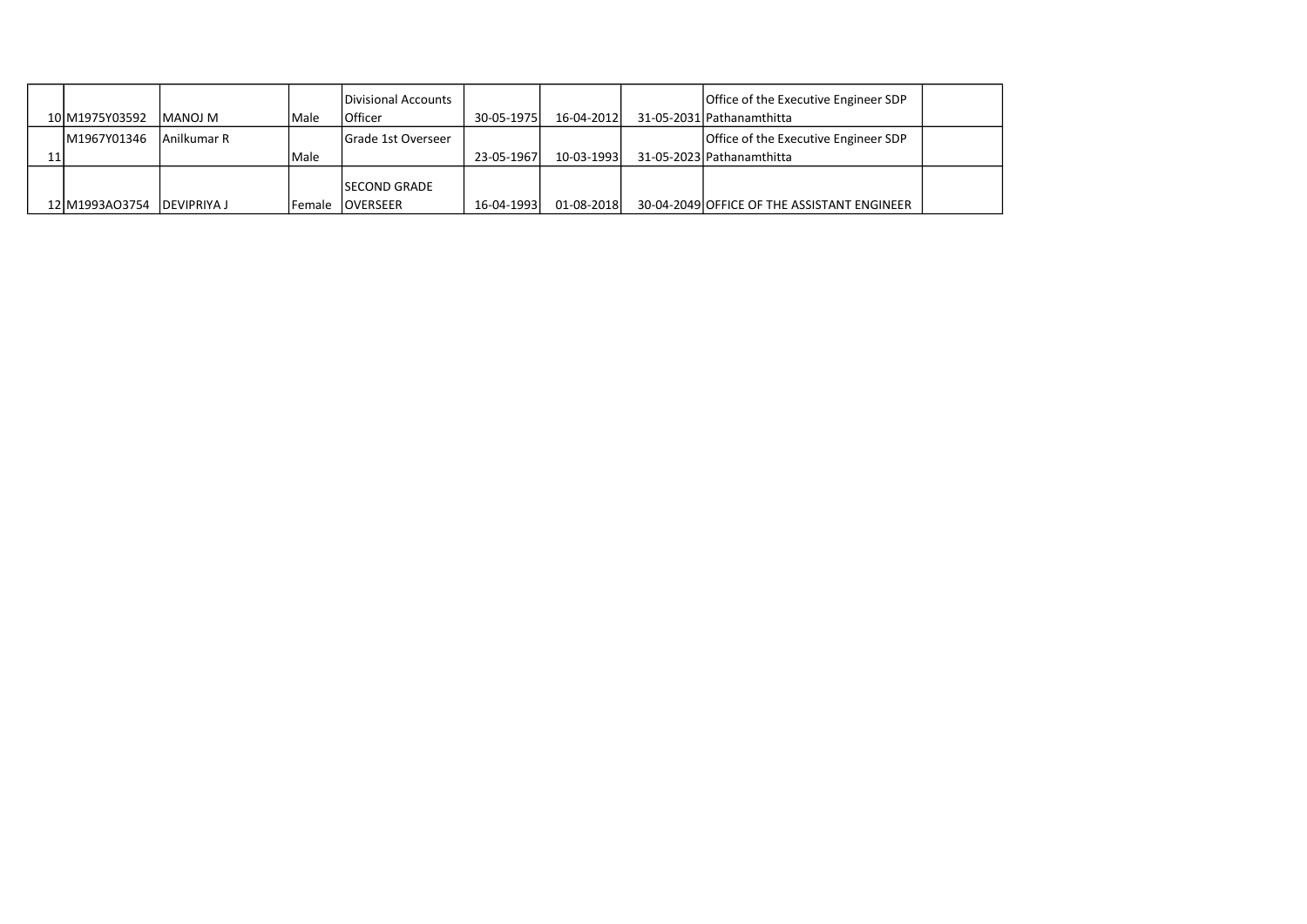| | | | | | | | | | |
|---|---|---|---|---|---|---|---|---|---|
| 10 | M1975Y03592 | MANOJ M | Male | Divisional Accounts Officer | 30-05-1975 | 16-04-2012 | 31-05-2031 | Office of the Executive Engineer SDP Pathanamthitta | |
| 11 | M1967Y01346 | Anilkumar R | Male | Grade 1st Overseer | 23-05-1967 | 10-03-1993 | 31-05-2023 | Office of the Executive Engineer SDP Pathanamthitta | |
| 12 | M1993AO3754 | DEVIPRIYA J | Female | SECOND GRADE OVERSEER | 16-04-1993 | 01-08-2018 | 30-04-2049 | OFFICE OF THE ASSISTANT ENGINEER | |